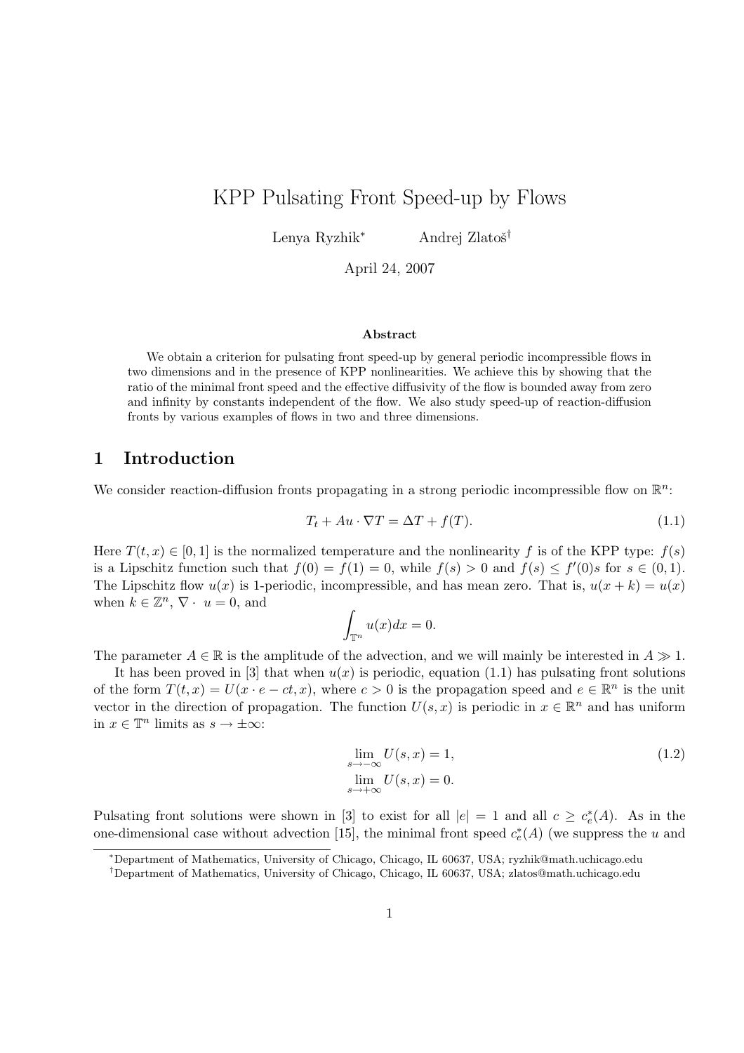# KPP Pulsating Front Speed-up by Flows

Lenya Ryzhik* Andrej Zlatoš†

April 24, 2007

### Abstract

We obtain a criterion for pulsating front speed-up by general periodic incompressible flows in two dimensions and in the presence of KPP nonlinearities. We achieve this by showing that the ratio of the minimal front speed and the effective diffusivity of the flow is bounded away from zero and infinity by constants independent of the flow. We also study speed-up of reaction-diffusion fronts by various examples of flows in two and three dimensions.

## 1 Introduction

We consider reaction-diffusion fronts propagating in a strong periodic incompressible flow on $\mathbb{R}^n$:

$$T_t + Au \cdot \nabla T = \Delta T + f(T). \tag{1.1}$$

Here $T(t,x) \in [0,1]$ is the normalized temperature and the nonlinearity $f$ is of the KPP type: $f(s)$ is a Lipschitz function such that $f(0) = f(1) = 0$, while $f(s) > 0$ and $f(s) \leq f'(0)s$ for $s \in (0,1)$. The Lipschitz flow $u(x)$ is 1-periodic, incompressible, and has mean zero. That is, $u(x+k) = u(x)$ when $k \in \mathbb{Z}^n$, $\nabla \cdot\ u = 0$, and

$$\int_{\mathbb{T}^n} u(x)dx = 0.$$

The parameter $A \in \mathbb{R}$ is the amplitude of the advection, and we will mainly be interested in $A \gg 1$.

It has been proved in [3] that when $u(x)$ is periodic, equation (1.1) has pulsating front solutions of the form $T(t,x) = U(x \cdot e - ct, x)$, where $c > 0$ is the propagation speed and $e \in \mathbb{R}^n$ is the unit vector in the direction of propagation. The function $U(s,x)$ is periodic in $x \in \mathbb{R}^n$ and has uniform in $x \in \mathbb{T}^n$ limits as $s \to \pm\infty$:

$$\lim_{s\to-\infty} U(s,x) = 1, \qquad \lim_{s\to+\infty} U(s,x) = 0. \tag{1.2}$$

Pulsating front solutions were shown in [3] to exist for all $|e| = 1$ and all $c \geq c_e^*(A)$. As in the one-dimensional case without advection [15], the minimal front speed $c_e^*(A)$ (we suppress the $u$ and

---

*Department of Mathematics, University of Chicago, Chicago, IL 60637, USA; ryzhik@math.uchicago.edu

†Department of Mathematics, University of Chicago, Chicago, IL 60637, USA; zlatos@math.uchicago.edu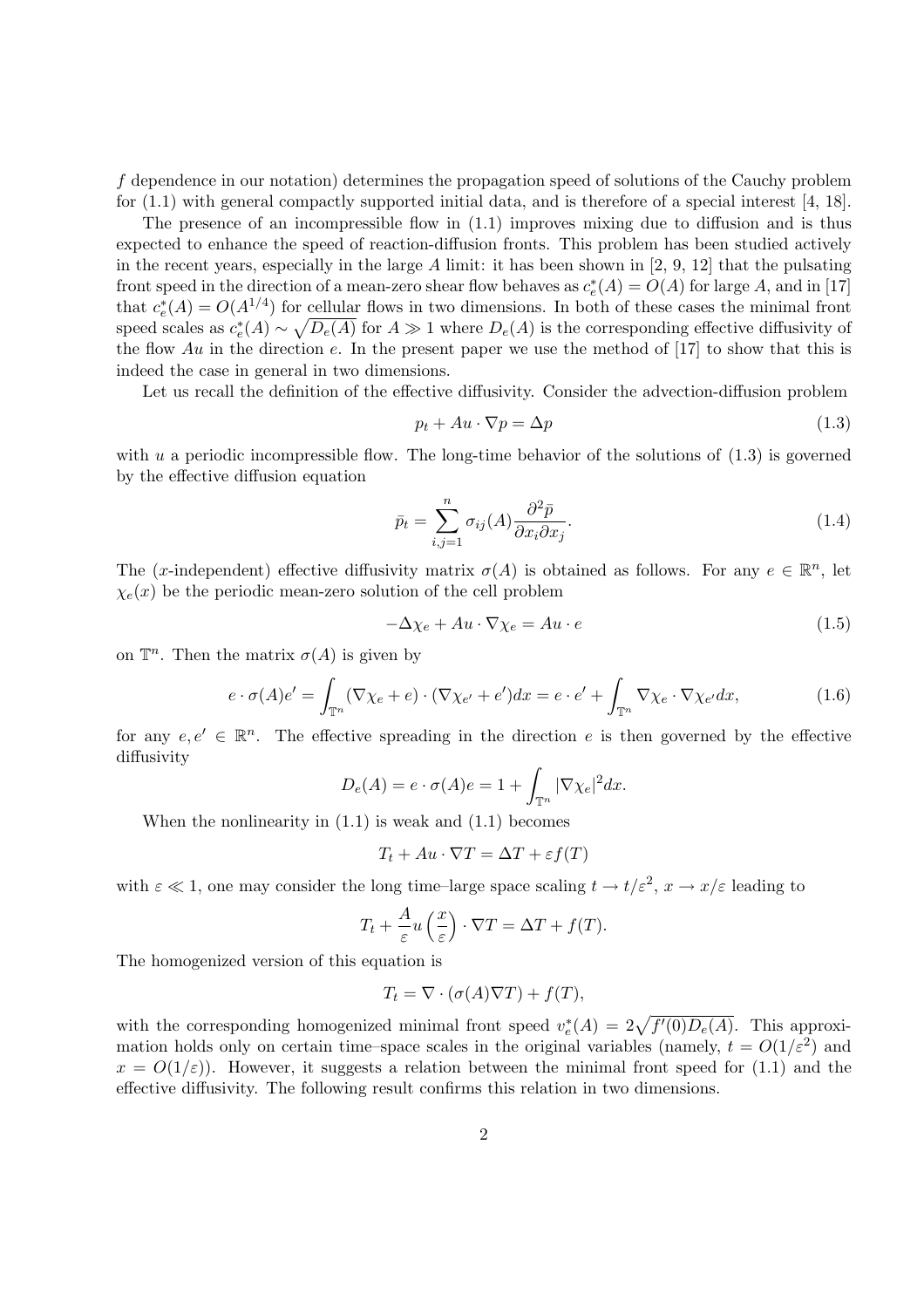$f$ dependence in our notation) determines the propagation speed of solutions of the Cauchy problem for (1.1) with general compactly supported initial data, and is therefore of a special interest [4, 18].

The presence of an incompressible flow in (1.1) improves mixing due to diffusion and is thus expected to enhance the speed of reaction-diffusion fronts. This problem has been studied actively in the recent years, especially in the large $A$ limit: it has been shown in [2, 9, 12] that the pulsating front speed in the direction of a mean-zero shear flow behaves as $c_e^*(A) = O(A)$ for large $A$, and in [17] that $c_e^*(A) = O(A^{1/4})$ for cellular flows in two dimensions. In both of these cases the minimal front speed scales as $c_e^*(A) \sim \sqrt{D_e(A)}$ for $A \gg 1$ where $D_e(A)$ is the corresponding effective diffusivity of the flow $Au$ in the direction $e$. In the present paper we use the method of [17] to show that this is indeed the case in general in two dimensions.

Let us recall the definition of the effective diffusivity. Consider the advection-diffusion problem

$$p_t + Au \cdot \nabla p = \Delta p \tag{1.3}$$

with $u$ a periodic incompressible flow. The long-time behavior of the solutions of (1.3) is governed by the effective diffusion equation

$$\bar{p}_t = \sum_{i,j=1}^{n} \sigma_{ij}(A) \frac{\partial^2 \bar{p}}{\partial x_i \partial x_j}. \tag{1.4}$$

The ($x$-independent) effective diffusivity matrix $\sigma(A)$ is obtained as follows. For any $e \in \mathbb{R}^n$, let $\chi_e(x)$ be the periodic mean-zero solution of the cell problem

$$-\Delta \chi_e + Au \cdot \nabla \chi_e = Au \cdot e \tag{1.5}$$

on $\mathbb{T}^n$. Then the matrix $\sigma(A)$ is given by

$$e \cdot \sigma(A) e' = \int_{\mathbb{T}^n} (\nabla \chi_e + e) \cdot (\nabla \chi_{e'} + e') dx = e \cdot e' + \int_{\mathbb{T}^n} \nabla \chi_e \cdot \nabla \chi_{e'} dx, \tag{1.6}$$

for any $e, e' \in \mathbb{R}^n$. The effective spreading in the direction $e$ is then governed by the effective diffusivity

$$D_e(A) = e \cdot \sigma(A) e = 1 + \int_{\mathbb{T}^n} |\nabla \chi_e|^2 dx.$$

When the nonlinearity in (1.1) is weak and (1.1) becomes

$$T_t + Au \cdot \nabla T = \Delta T + \varepsilon f(T)$$

with $\varepsilon \ll 1$, one may consider the long time–large space scaling $t \to t/\varepsilon^2$, $x \to x/\varepsilon$ leading to

$$T_t + \frac{A}{\varepsilon} u\left(\frac{x}{\varepsilon}\right) \cdot \nabla T = \Delta T + f(T).$$

The homogenized version of this equation is

$$T_t = \nabla \cdot (\sigma(A) \nabla T) + f(T),$$

with the corresponding homogenized minimal front speed $v_e^*(A) = 2\sqrt{f'(0) D_e(A)}$. This approximation holds only on certain time–space scales in the original variables (namely, $t = O(1/\varepsilon^2)$ and $x = O(1/\varepsilon)$). However, it suggests a relation between the minimal front speed for (1.1) and the effective diffusivity. The following result confirms this relation in two dimensions.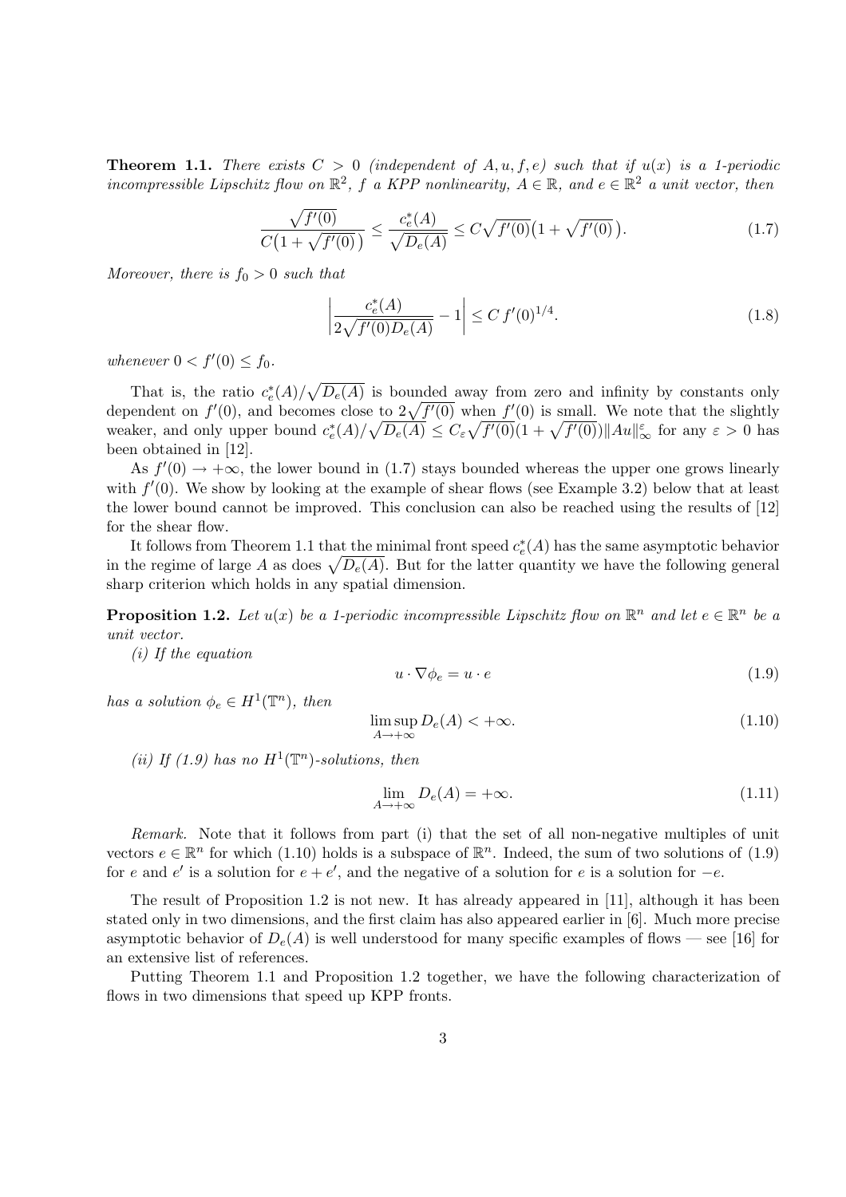**Theorem 1.1.** *There exists $C > 0$ (independent of $A, u, f, e$) such that if $u(x)$ is a 1-periodic incompressible Lipschitz flow on $\mathbb{R}^2$, $f$ a KPP nonlinearity, $A \in \mathbb{R}$, and $e \in \mathbb{R}^2$ a unit vector, then*

$$\frac{\sqrt{f'(0)}}{C\big(1+\sqrt{f'(0)}\big)} \le \frac{c_e^*(A)}{\sqrt{D_e(A)}} \le C\sqrt{f'(0)}\big(1+\sqrt{f'(0)}\big). \tag{1.7}$$

*Moreover, there is $f_0 > 0$ such that*

$$\left|\frac{c_e^*(A)}{2\sqrt{f'(0)D_e(A)}} - 1\right| \le C\, f'(0)^{1/4}. \tag{1.8}$$

*whenever $0 < f'(0) \le f_0$.*

That is, the ratio $c_e^*(A)/\sqrt{D_e(A)}$ is bounded away from zero and infinity by constants only dependent on $f'(0)$, and becomes close to $2\sqrt{f'(0)}$ when $f'(0)$ is small. We note that the slightly weaker, and only upper bound $c_e^*(A)/\sqrt{D_e(A)} \le C_\varepsilon\sqrt{f'(0)}(1+\sqrt{f'(0)})\|Au\|_\infty^\varepsilon$ for any $\varepsilon > 0$ has been obtained in [12].

As $f'(0) \to +\infty$, the lower bound in (1.7) stays bounded whereas the upper one grows linearly with $f'(0)$. We show by looking at the example of shear flows (see Example 3.2) below that at least the lower bound cannot be improved. This conclusion can also be reached using the results of [12] for the shear flow.

It follows from Theorem 1.1 that the minimal front speed $c_e^*(A)$ has the same asymptotic behavior in the regime of large $A$ as does $\sqrt{D_e(A)}$. But for the latter quantity we have the following general sharp criterion which holds in any spatial dimension.

**Proposition 1.2.** *Let $u(x)$ be a 1-periodic incompressible Lipschitz flow on $\mathbb{R}^n$ and let $e \in \mathbb{R}^n$ be a unit vector.*

*(i) If the equation*

$$u \cdot \nabla\phi_e = u \cdot e \tag{1.9}$$

*has a solution $\phi_e \in H^1(\mathbb{T}^n)$, then*

$$\limsup_{A\to+\infty} D_e(A) < +\infty. \tag{1.10}$$

*(ii) If (1.9) has no $H^1(\mathbb{T}^n)$-solutions, then*

$$\lim_{A\to+\infty} D_e(A) = +\infty. \tag{1.11}$$

*Remark.* Note that it follows from part (i) that the set of all non-negative multiples of unit vectors $e \in \mathbb{R}^n$ for which (1.10) holds is a subspace of $\mathbb{R}^n$. Indeed, the sum of two solutions of (1.9) for $e$ and $e'$ is a solution for $e + e'$, and the negative of a solution for $e$ is a solution for $-e$.

The result of Proposition 1.2 is not new. It has already appeared in [11], although it has been stated only in two dimensions, and the first claim has also appeared earlier in [6]. Much more precise asymptotic behavior of $D_e(A)$ is well understood for many specific examples of flows — see [16] for an extensive list of references.

Putting Theorem 1.1 and Proposition 1.2 together, we have the following characterization of flows in two dimensions that speed up KPP fronts.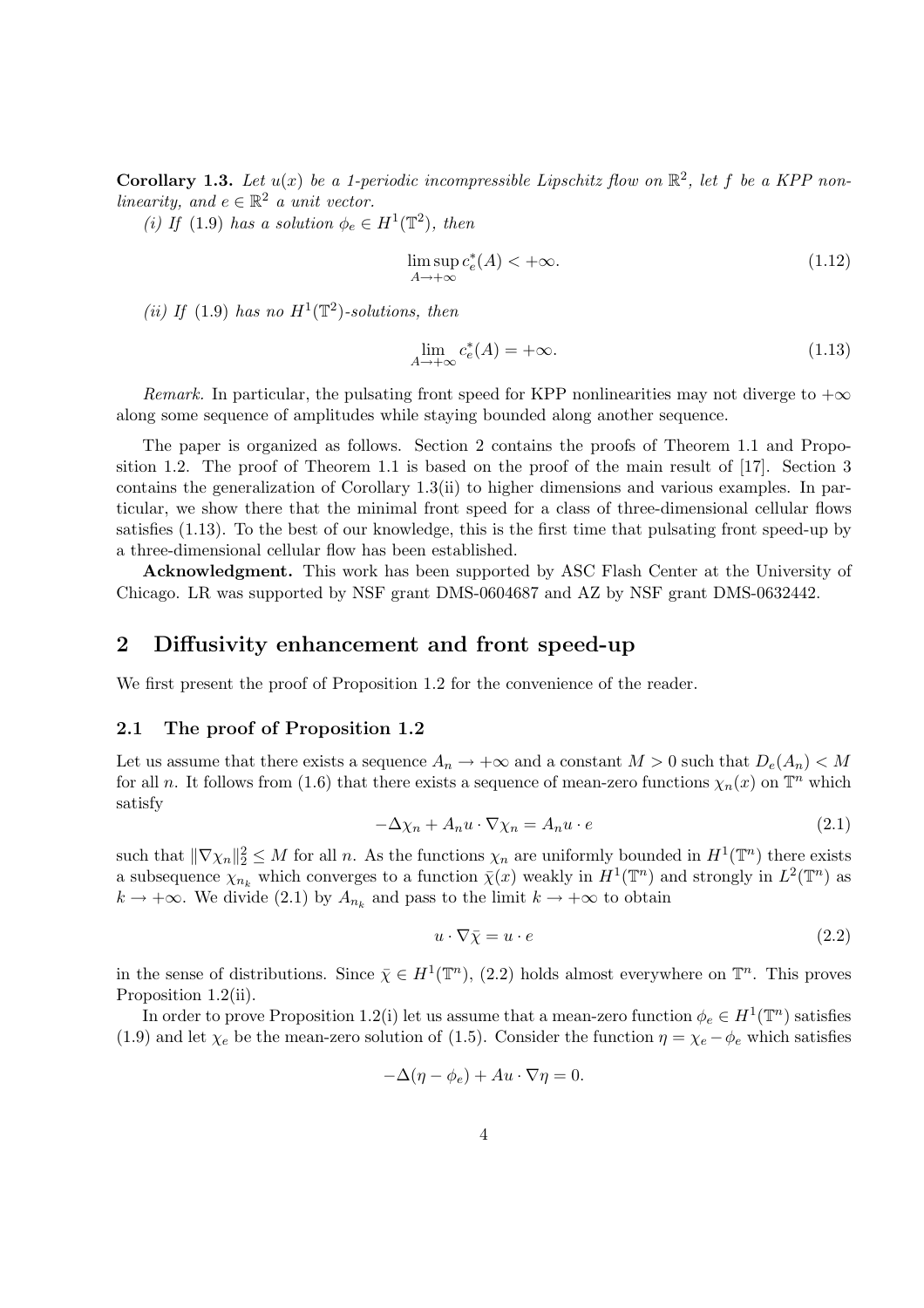**Corollary 1.3.** *Let $u(x)$ be a 1-periodic incompressible Lipschitz flow on $\mathbb{R}^2$, let $f$ be a KPP nonlinearity, and $e \in \mathbb{R}^2$ a unit vector.*

*(i) If (1.9) has a solution $\phi_e \in H^1(\mathbb{T}^2)$, then*

$$\limsup_{A\to+\infty} c_e^*(A) < +\infty. \tag{1.12}$$

*(ii) If (1.9) has no $H^1(\mathbb{T}^2)$-solutions, then*

$$\lim_{A\to+\infty} c_e^*(A) = +\infty. \tag{1.13}$$

*Remark.* In particular, the pulsating front speed for KPP nonlinearities may not diverge to $+\infty$ along some sequence of amplitudes while staying bounded along another sequence.

The paper is organized as follows. Section 2 contains the proofs of Theorem 1.1 and Proposition 1.2. The proof of Theorem 1.1 is based on the proof of the main result of [17]. Section 3 contains the generalization of Corollary 1.3(ii) to higher dimensions and various examples. In particular, we show there that the minimal front speed for a class of three-dimensional cellular flows satisfies (1.13). To the best of our knowledge, this is the first time that pulsating front speed-up by a three-dimensional cellular flow has been established.

**Acknowledgment.** This work has been supported by ASC Flash Center at the University of Chicago. LR was supported by NSF grant DMS-0604687 and AZ by NSF grant DMS-0632442.

## 2 Diffusivity enhancement and front speed-up

We first present the proof of Proposition 1.2 for the convenience of the reader.

### 2.1 The proof of Proposition 1.2

Let us assume that there exists a sequence $A_n \to +\infty$ and a constant $M > 0$ such that $D_e(A_n) < M$ for all $n$. It follows from (1.6) that there exists a sequence of mean-zero functions $\chi_n(x)$ on $\mathbb{T}^n$ which satisfy

$$-\Delta\chi_n + A_n u \cdot \nabla\chi_n = A_n u \cdot e \tag{2.1}$$

such that $\|\nabla\chi_n\|_2^2 \le M$ for all $n$. As the functions $\chi_n$ are uniformly bounded in $H^1(\mathbb{T}^n)$ there exists a subsequence $\chi_{n_k}$ which converges to a function $\bar{\chi}(x)$ weakly in $H^1(\mathbb{T}^n)$ and strongly in $L^2(\mathbb{T}^n)$ as $k \to +\infty$. We divide (2.1) by $A_{n_k}$ and pass to the limit $k \to +\infty$ to obtain

$$u \cdot \nabla\bar{\chi} = u \cdot e \tag{2.2}$$

in the sense of distributions. Since $\bar{\chi} \in H^1(\mathbb{T}^n)$, (2.2) holds almost everywhere on $\mathbb{T}^n$. This proves Proposition 1.2(ii).

In order to prove Proposition 1.2(i) let us assume that a mean-zero function $\phi_e \in H^1(\mathbb{T}^n)$ satisfies (1.9) and let $\chi_e$ be the mean-zero solution of (1.5). Consider the function $\eta = \chi_e - \phi_e$ which satisfies

$$-\Delta(\eta - \phi_e) + Au \cdot \nabla\eta = 0.$$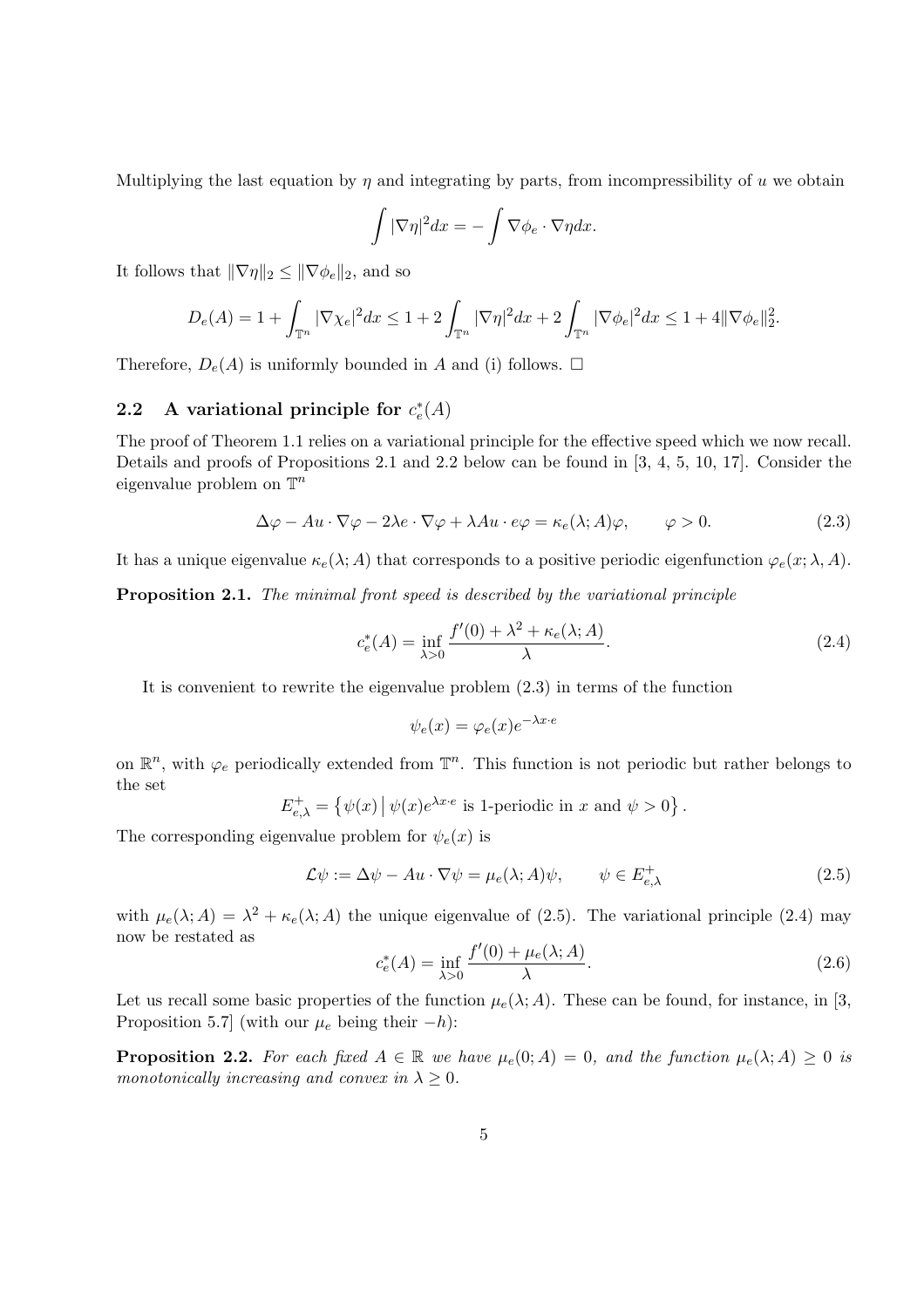Multiplying the last equation by $\eta$ and integrating by parts, from incompressibility of $u$ we obtain

$$\int |\nabla \eta|^2 dx = -\int \nabla \phi_e \cdot \nabla \eta dx.$$

It follows that $\|\nabla \eta\|_2 \le \|\nabla \phi_e\|_2$, and so

$$D_e(A) = 1 + \int_{\mathbb{T}^n} |\nabla \chi_e|^2 dx \le 1 + 2\int_{\mathbb{T}^n} |\nabla \eta|^2 dx + 2\int_{\mathbb{T}^n} |\nabla \phi_e|^2 dx \le 1 + 4\|\nabla \phi_e\|_2^2.$$

Therefore, $D_e(A)$ is uniformly bounded in $A$ and (i) follows. $\square$

## 2.2 A variational principle for $c_e^*(A)$

The proof of Theorem 1.1 relies on a variational principle for the effective speed which we now recall. Details and proofs of Propositions 2.1 and 2.2 below can be found in [3, 4, 5, 10, 17]. Consider the eigenvalue problem on $\mathbb{T}^n$

$$\Delta \varphi - Au \cdot \nabla \varphi - 2\lambda e \cdot \nabla \varphi + \lambda A u \cdot e \varphi = \kappa_e(\lambda; A)\varphi, \qquad \varphi > 0. \tag{2.3}$$

It has a unique eigenvalue $\kappa_e(\lambda; A)$ that corresponds to a positive periodic eigenfunction $\varphi_e(x; \lambda, A)$.

**Proposition 2.1.** *The minimal front speed is described by the variational principle*

$$c_e^*(A) = \inf_{\lambda > 0} \frac{f'(0) + \lambda^2 + \kappa_e(\lambda; A)}{\lambda}. \tag{2.4}$$

It is convenient to rewrite the eigenvalue problem (2.3) in terms of the function

$$\psi_e(x) = \varphi_e(x) e^{-\lambda x \cdot e}$$

on $\mathbb{R}^n$, with $\varphi_e$ periodically extended from $\mathbb{T}^n$. This function is not periodic but rather belongs to the set

$$E_{e,\lambda}^+ = \left\{ \psi(x) \,\middle|\, \psi(x) e^{\lambda x \cdot e} \text{ is 1-periodic in } x \text{ and } \psi > 0 \right\}.$$

The corresponding eigenvalue problem for $\psi_e(x)$ is

$$\mathcal{L}\psi := \Delta \psi - Au \cdot \nabla \psi = \mu_e(\lambda; A)\psi, \qquad \psi \in E_{e,\lambda}^+ \tag{2.5}$$

with $\mu_e(\lambda; A) = \lambda^2 + \kappa_e(\lambda; A)$ the unique eigenvalue of (2.5). The variational principle (2.4) may now be restated as

$$c_e^*(A) = \inf_{\lambda > 0} \frac{f'(0) + \mu_e(\lambda; A)}{\lambda}. \tag{2.6}$$

Let us recall some basic properties of the function $\mu_e(\lambda; A)$. These can be found, for instance, in [3, Proposition 5.7] (with our $\mu_e$ being their $-h$):

**Proposition 2.2.** *For each fixed $A \in \mathbb{R}$ we have $\mu_e(0; A) = 0$, and the function $\mu_e(\lambda; A) \ge 0$ is monotonically increasing and convex in $\lambda \ge 0$.*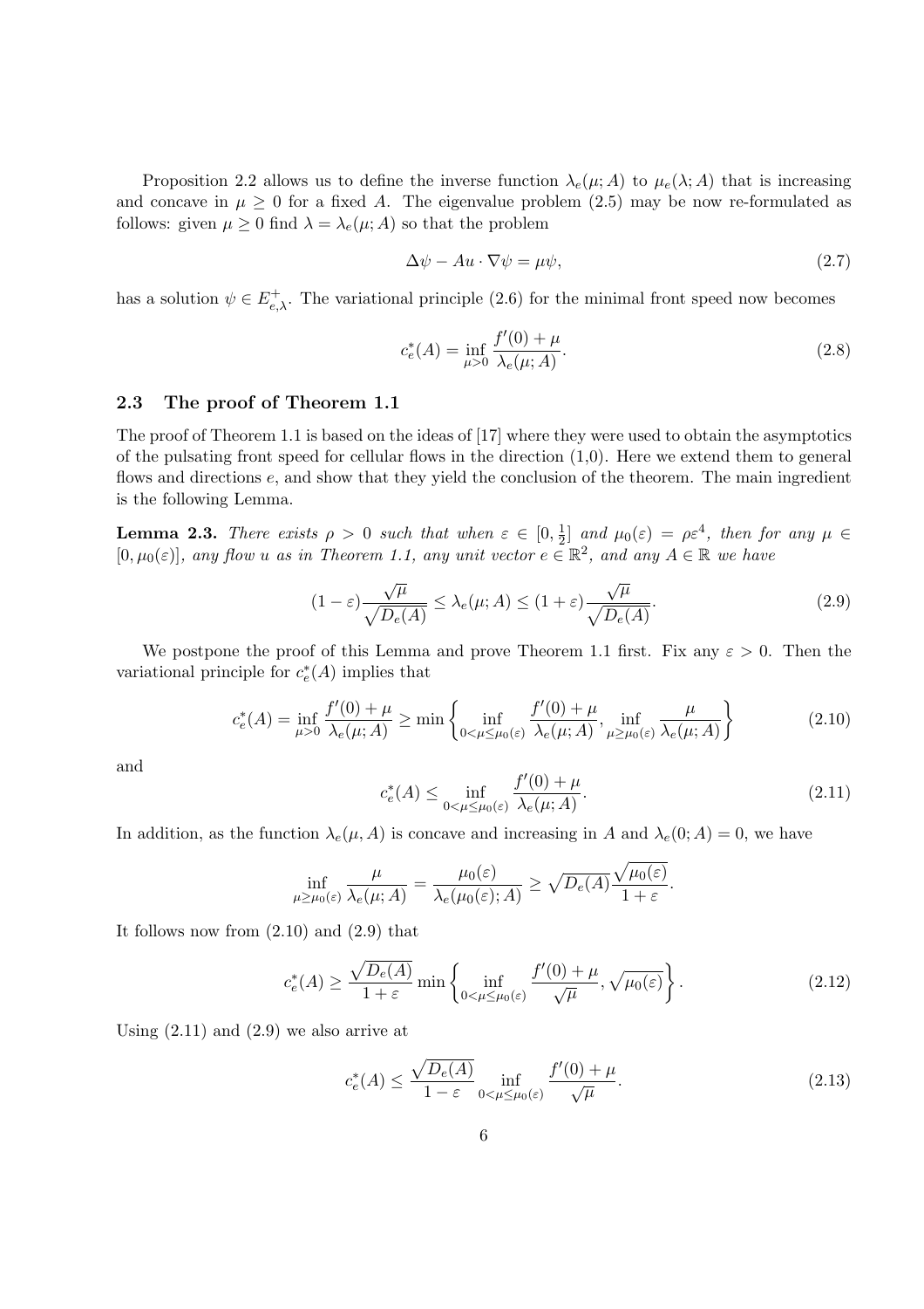Proposition 2.2 allows us to define the inverse function $\lambda_e(\mu; A)$ to $\mu_e(\lambda; A)$ that is increasing and concave in $\mu \geq 0$ for a fixed $A$. The eigenvalue problem (2.5) may be now re-formulated as follows: given $\mu \geq 0$ find $\lambda = \lambda_e(\mu; A)$ so that the problem

$$\Delta\psi - Au \cdot \nabla\psi = \mu\psi, \tag{2.7}$$

has a solution $\psi \in E^+_{e,\lambda}$. The variational principle (2.6) for the minimal front speed now becomes

$$c^*_e(A) = \inf_{\mu>0} \frac{f'(0) + \mu}{\lambda_e(\mu; A)}. \tag{2.8}$$

### 2.3 The proof of Theorem 1.1

The proof of Theorem 1.1 is based on the ideas of [17] where they were used to obtain the asymptotics of the pulsating front speed for cellular flows in the direction (1,0). Here we extend them to general flows and directions $e$, and show that they yield the conclusion of the theorem. The main ingredient is the following Lemma.

**Lemma 2.3.** *There exists $\rho > 0$ such that when $\varepsilon \in [0, \frac{1}{2}]$ and $\mu_0(\varepsilon) = \rho\varepsilon^4$, then for any $\mu \in [0, \mu_0(\varepsilon)]$, any flow $u$ as in Theorem 1.1, any unit vector $e \in \mathbb{R}^2$, and any $A \in \mathbb{R}$ we have*

$$(1-\varepsilon)\frac{\sqrt{\mu}}{\sqrt{D_e(A)}} \leq \lambda_e(\mu; A) \leq (1+\varepsilon)\frac{\sqrt{\mu}}{\sqrt{D_e(A)}}. \tag{2.9}$$

We postpone the proof of this Lemma and prove Theorem 1.1 first. Fix any $\varepsilon > 0$. Then the variational principle for $c^*_e(A)$ implies that

$$c^*_e(A) = \inf_{\mu>0} \frac{f'(0) + \mu}{\lambda_e(\mu; A)} \geq \min\left\{ \inf_{0<\mu\leq\mu_0(\varepsilon)} \frac{f'(0) + \mu}{\lambda_e(\mu; A)}, \inf_{\mu\geq\mu_0(\varepsilon)} \frac{\mu}{\lambda_e(\mu; A)} \right\} \tag{2.10}$$

and

$$c^*_e(A) \leq \inf_{0<\mu\leq\mu_0(\varepsilon)} \frac{f'(0) + \mu}{\lambda_e(\mu; A)}. \tag{2.11}$$

In addition, as the function $\lambda_e(\mu, A)$ is concave and increasing in $A$ and $\lambda_e(0; A) = 0$, we have

$$\inf_{\mu\geq\mu_0(\varepsilon)} \frac{\mu}{\lambda_e(\mu; A)} = \frac{\mu_0(\varepsilon)}{\lambda_e(\mu_0(\varepsilon); A)} \geq \sqrt{D_e(A)}\frac{\sqrt{\mu_0(\varepsilon)}}{1+\varepsilon}.$$

It follows now from (2.10) and (2.9) that

$$c^*_e(A) \geq \frac{\sqrt{D_e(A)}}{1+\varepsilon} \min\left\{ \inf_{0<\mu\leq\mu_0(\varepsilon)} \frac{f'(0) + \mu}{\sqrt{\mu}}, \sqrt{\mu_0(\varepsilon)} \right\}. \tag{2.12}$$

Using (2.11) and (2.9) we also arrive at

$$c^*_e(A) \leq \frac{\sqrt{D_e(A)}}{1-\varepsilon} \inf_{0<\mu\leq\mu_0(\varepsilon)} \frac{f'(0) + \mu}{\sqrt{\mu}}. \tag{2.13}$$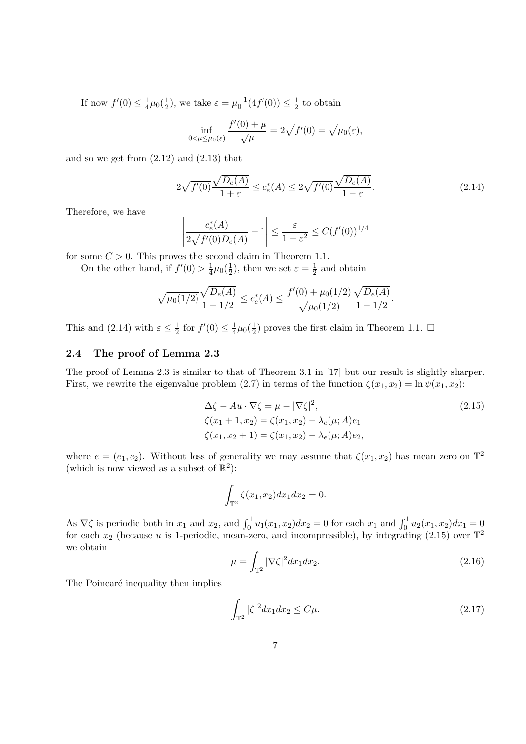If now $f'(0) \le \frac{1}{4}\mu_0(\frac{1}{2})$, we take $\varepsilon = \mu_0^{-1}(4f'(0)) \le \frac{1}{2}$ to obtain

$$\inf_{0<\mu\le\mu_0(\varepsilon)} \frac{f'(0)+\mu}{\sqrt{\mu}} = 2\sqrt{f'(0)} = \sqrt{\mu_0(\varepsilon)},$$

and so we get from (2.12) and (2.13) that

$$2\sqrt{f'(0)}\frac{\sqrt{D_e(A)}}{1+\varepsilon} \le c_e^*(A) \le 2\sqrt{f'(0)}\frac{\sqrt{D_e(A)}}{1-\varepsilon}. \tag{2.14}$$

Therefore, we have

$$\left|\frac{c_e^*(A)}{2\sqrt{f'(0)D_e(A)}} - 1\right| \le \frac{\varepsilon}{1-\varepsilon^2} \le C(f'(0))^{1/4}$$

for some $C > 0$. This proves the second claim in Theorem 1.1.

On the other hand, if $f'(0) > \frac{1}{4}\mu_0(\frac{1}{2})$, then we set $\varepsilon = \frac{1}{2}$ and obtain

$$\sqrt{\mu_0(1/2)}\frac{\sqrt{D_e(A)}}{1+1/2} \le c_e^*(A) \le \frac{f'(0)+\mu_0(1/2)}{\sqrt{\mu_0(1/2)}}\frac{\sqrt{D_e(A)}}{1-1/2}.$$

This and (2.14) with $\varepsilon \le \frac{1}{2}$ for $f'(0) \le \frac{1}{4}\mu_0(\frac{1}{2})$ proves the first claim in Theorem 1.1. $\square$

### 2.4 The proof of Lemma 2.3

The proof of Lemma 2.3 is similar to that of Theorem 3.1 in [17] but our result is slightly sharper. First, we rewrite the eigenvalue problem (2.7) in terms of the function $\zeta(x_1, x_2) = \ln\psi(x_1, x_2)$:

$$\begin{aligned} &\Delta\zeta - Au\cdot\nabla\zeta = \mu - |\nabla\zeta|^2, \\ &\zeta(x_1+1, x_2) = \zeta(x_1, x_2) - \lambda_e(\mu; A)e_1 \\ &\zeta(x_1, x_2+1) = \zeta(x_1, x_2) - \lambda_e(\mu; A)e_2, \end{aligned} \tag{2.15}$$

where $e = (e_1, e_2)$. Without loss of generality we may assume that $\zeta(x_1, x_2)$ has mean zero on $\mathbb{T}^2$ (which is now viewed as a subset of $\mathbb{R}^2$):

$$\int_{\mathbb{T}^2} \zeta(x_1, x_2)dx_1dx_2 = 0.$$

As $\nabla\zeta$ is periodic both in $x_1$ and $x_2$, and $\int_0^1 u_1(x_1, x_2)dx_2 = 0$ for each $x_1$ and $\int_0^1 u_2(x_1, x_2)dx_1 = 0$ for each $x_2$ (because $u$ is 1-periodic, mean-zero, and incompressible), by integrating (2.15) over $\mathbb{T}^2$ we obtain

$$\mu = \int_{\mathbb{T}^2} |\nabla\zeta|^2 dx_1dx_2. \tag{2.16}$$

The Poincaré inequality then implies

$$\int_{\mathbb{T}^2} |\zeta|^2 dx_1dx_2 \le C\mu. \tag{2.17}$$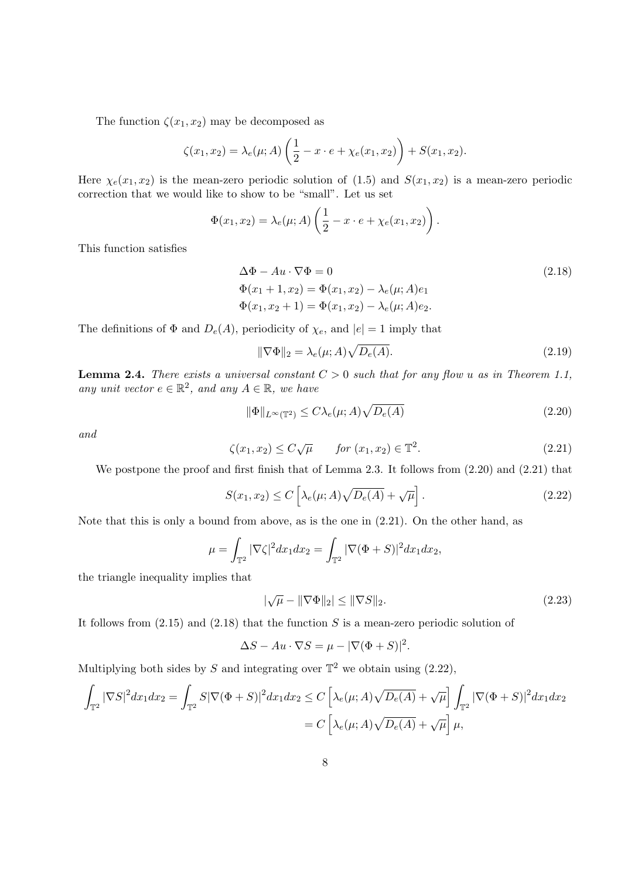The function $\zeta(x_1, x_2)$ may be decomposed as

$$\zeta(x_1, x_2) = \lambda_e(\mu; A)\left(\frac{1}{2} - x \cdot e + \chi_e(x_1, x_2)\right) + S(x_1, x_2).$$

Here $\chi_e(x_1, x_2)$ is the mean-zero periodic solution of (1.5) and $S(x_1, x_2)$ is a mean-zero periodic correction that we would like to show to be "small". Let us set

$$\Phi(x_1, x_2) = \lambda_e(\mu; A)\left(\frac{1}{2} - x \cdot e + \chi_e(x_1, x_2)\right).$$

This function satisfies

$$\begin{aligned}
&\Delta\Phi - Au \cdot \nabla\Phi = 0 \\
&\Phi(x_1 + 1, x_2) = \Phi(x_1, x_2) - \lambda_e(\mu; A)e_1 \\
&\Phi(x_1, x_2 + 1) = \Phi(x_1, x_2) - \lambda_e(\mu; A)e_2.
\end{aligned} \tag{2.18}$$

The definitions of $\Phi$ and $D_e(A)$, periodicity of $\chi_e$, and $|e| = 1$ imply that

$$\|\nabla\Phi\|_2 = \lambda_e(\mu; A)\sqrt{D_e(A)}. \tag{2.19}$$

**Lemma 2.4.** *There exists a universal constant $C > 0$ such that for any flow $u$ as in Theorem 1.1, any unit vector $e \in \mathbb{R}^2$, and any $A \in \mathbb{R}$, we have*

$$\|\Phi\|_{L^\infty(\mathbb{T}^2)} \le C\lambda_e(\mu; A)\sqrt{D_e(A)} \tag{2.20}$$

*and*

$$\zeta(x_1, x_2) \le C\sqrt{\mu} \qquad \text{for } (x_1, x_2) \in \mathbb{T}^2. \tag{2.21}$$

We postpone the proof and first finish that of Lemma 2.3. It follows from (2.20) and (2.21) that

$$S(x_1, x_2) \le C\left[\lambda_e(\mu; A)\sqrt{D_e(A)} + \sqrt{\mu}\right]. \tag{2.22}$$

Note that this is only a bound from above, as is the one in (2.21). On the other hand, as

$$\mu = \int_{\mathbb{T}^2} |\nabla\zeta|^2 dx_1 dx_2 = \int_{\mathbb{T}^2} |\nabla(\Phi + S)|^2 dx_1 dx_2,$$

the triangle inequality implies that

$$|\sqrt{\mu} - \|\nabla\Phi\|_2| \le \|\nabla S\|_2. \tag{2.23}$$

It follows from (2.15) and (2.18) that the function $S$ is a mean-zero periodic solution of

$$\Delta S - Au \cdot \nabla S = \mu - |\nabla(\Phi + S)|^2.$$

Multiplying both sides by $S$ and integrating over $\mathbb{T}^2$ we obtain using (2.22),

$$\begin{aligned}
\int_{\mathbb{T}^2} |\nabla S|^2 dx_1 dx_2 = \int_{\mathbb{T}^2} S|\nabla(\Phi + S)|^2 dx_1 dx_2 &\le C\left[\lambda_e(\mu; A)\sqrt{D_e(A)} + \sqrt{\mu}\right]\int_{\mathbb{T}^2} |\nabla(\Phi + S)|^2 dx_1 dx_2 \\
&= C\left[\lambda_e(\mu; A)\sqrt{D_e(A)} + \sqrt{\mu}\right]\mu,
\end{aligned}$$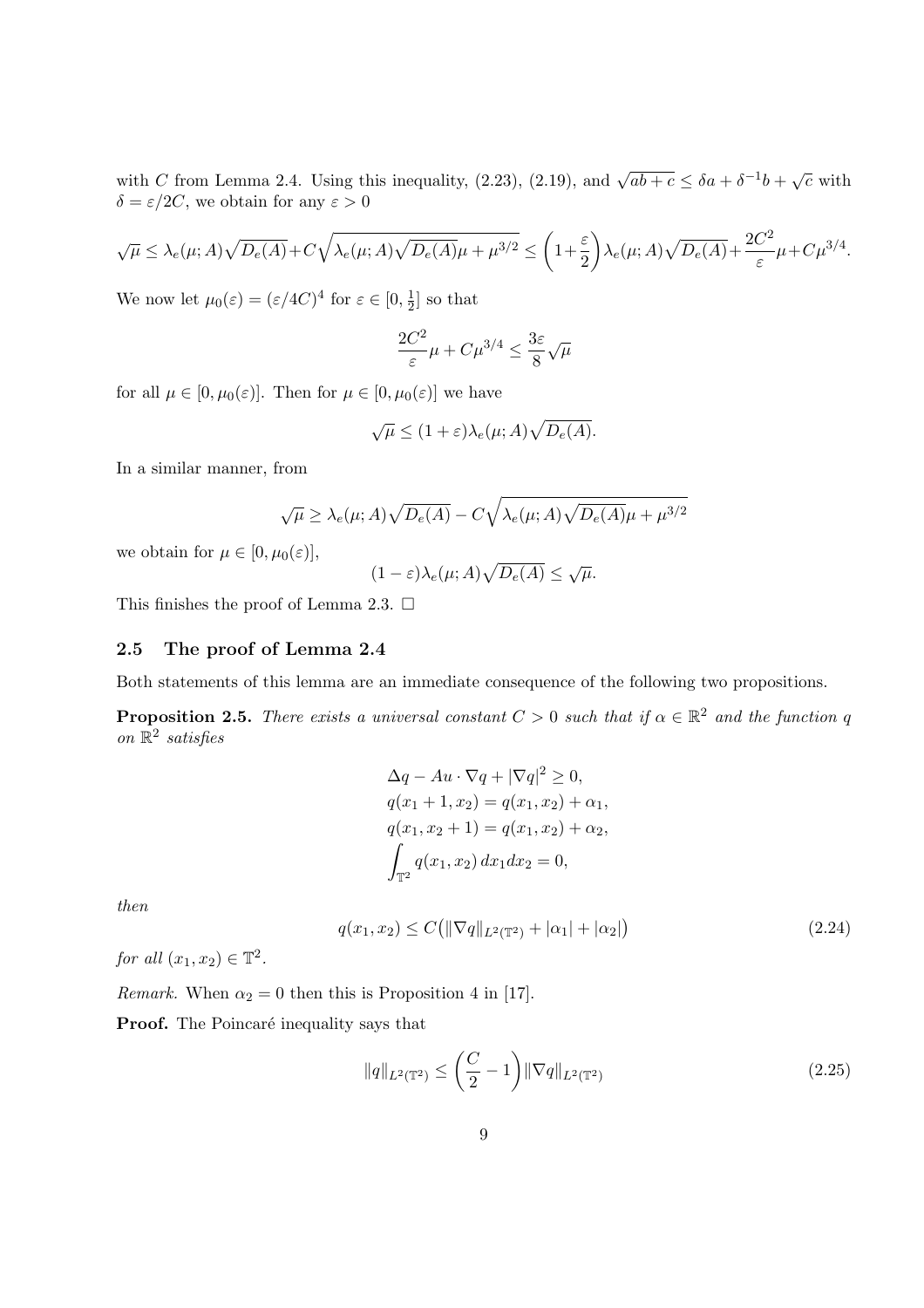with $C$ from Lemma 2.4. Using this inequality, (2.23), (2.19), and $\sqrt{ab+c} \le \delta a + \delta^{-1} b + \sqrt{c}$ with $\delta = \varepsilon/2C$, we obtain for any $\varepsilon > 0$

$$\sqrt{\mu} \le \lambda_e(\mu; A)\sqrt{D_e(A)} + C\sqrt{\lambda_e(\mu; A)\sqrt{D_e(A)}\mu + \mu^{3/2}} \le \Big(1+\frac{\varepsilon}{2}\Big)\lambda_e(\mu; A)\sqrt{D_e(A)} + \frac{2C^2}{\varepsilon}\mu + C\mu^{3/4}.$$

We now let $\mu_0(\varepsilon) = (\varepsilon/4C)^4$ for $\varepsilon \in [0, \frac{1}{2}]$ so that

$$\frac{2C^2}{\varepsilon}\mu + C\mu^{3/4} \le \frac{3\varepsilon}{8}\sqrt{\mu}$$

for all $\mu \in [0, \mu_0(\varepsilon)]$. Then for $\mu \in [0, \mu_0(\varepsilon)]$ we have

$$\sqrt{\mu} \le (1+\varepsilon)\lambda_e(\mu; A)\sqrt{D_e(A)}.$$

In a similar manner, from

$$\sqrt{\mu} \ge \lambda_e(\mu; A)\sqrt{D_e(A)} - C\sqrt{\lambda_e(\mu; A)\sqrt{D_e(A)}\mu + \mu^{3/2}}$$

we obtain for $\mu \in [0, \mu_0(\varepsilon)]$,

$$(1-\varepsilon)\lambda_e(\mu; A)\sqrt{D_e(A)} \le \sqrt{\mu}.$$

This finishes the proof of Lemma 2.3. $\Box$

## 2.5 The proof of Lemma 2.4

Both statements of this lemma are an immediate consequence of the following two propositions.

**Proposition 2.5.** *There exists a universal constant $C > 0$ such that if $\alpha \in \mathbb{R}^2$ and the function $q$ on $\mathbb{R}^2$ satisfies*

$$\Delta q - Au \cdot \nabla q + |\nabla q|^2 \ge 0,$$
$$q(x_1 + 1, x_2) = q(x_1, x_2) + \alpha_1,$$
$$q(x_1, x_2 + 1) = q(x_1, x_2) + \alpha_2,$$
$$\int_{\mathbb{T}^2} q(x_1, x_2)\, dx_1 dx_2 = 0,$$

*then*

$$q(x_1, x_2) \le C\big(\|\nabla q\|_{L^2(\mathbb{T}^2)} + |\alpha_1| + |\alpha_2|\big) \tag{2.24}$$

*for all $(x_1, x_2) \in \mathbb{T}^2$.*

*Remark.* When $\alpha_2 = 0$ then this is Proposition 4 in [17].

**Proof.** The Poincaré inequality says that

$$\|q\|_{L^2(\mathbb{T}^2)} \le \Big(\frac{C}{2} - 1\Big)\|\nabla q\|_{L^2(\mathbb{T}^2)} \tag{2.25}$$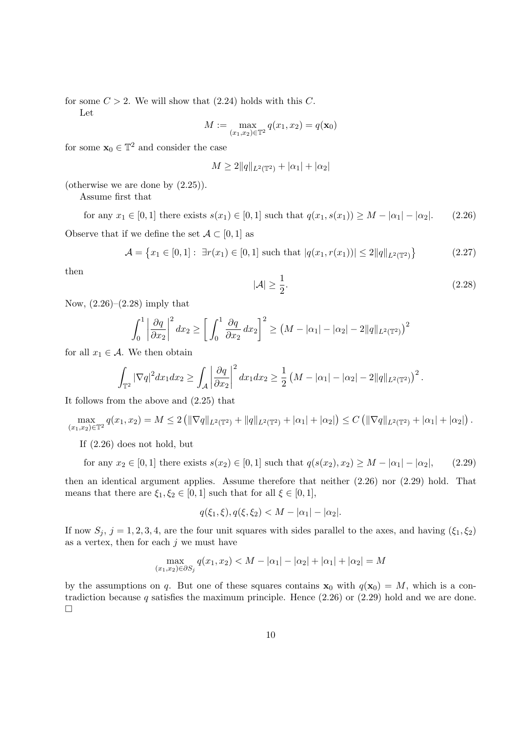for some $C > 2$. We will show that (2.24) holds with this $C$.

Let

$$M := \max_{(x_1,x_2)\in\mathbb{T}^2} q(x_1, x_2) = q(\mathbf{x}_0)$$

for some $\mathbf{x}_0 \in \mathbb{T}^2$ and consider the case

$$M \geq 2\|q\|_{L^2(\mathbb{T}^2)} + |\alpha_1| + |\alpha_2|$$

(otherwise we are done by (2.25)).

Assume first that

$$\text{for any } x_1 \in [0,1] \text{ there exists } s(x_1) \in [0,1] \text{ such that } q(x_1, s(x_1)) \geq M - |\alpha_1| - |\alpha_2|. \tag{2.26}$$

Observe that if we define the set $\mathcal{A} \subset [0,1]$ as

$$\mathcal{A} = \left\{x_1 \in [0,1] : \ \exists r(x_1) \in [0,1] \text{ such that } |q(x_1, r(x_1))| \leq 2\|q\|_{L^2(\mathbb{T}^2)}\right\} \tag{2.27}$$

then

$$|\mathcal{A}| \geq \frac{1}{2}. \tag{2.28}$$

Now, (2.26)–(2.28) imply that

$$\int_0^1 \left|\frac{\partial q}{\partial x_2}\right|^2 dx_2 \geq \left[\int_0^1 \frac{\partial q}{\partial x_2}\, dx_2\right]^2 \geq \left(M - |\alpha_1| - |\alpha_2| - 2\|q\|_{L^2(\mathbb{T}^2)}\right)^2$$

for all $x_1 \in \mathcal{A}$. We then obtain

$$\int_{\mathbb{T}^2} |\nabla q|^2 dx_1 dx_2 \geq \int_{\mathcal{A}} \left|\frac{\partial q}{\partial x_2}\right|^2 dx_1 dx_2 \geq \frac{1}{2}\left(M - |\alpha_1| - |\alpha_2| - 2\|q\|_{L^2(\mathbb{T}^2)}\right)^2.$$

It follows from the above and (2.25) that

$$\max_{(x_1,x_2)\in\mathbb{T}^2} q(x_1, x_2) = M \leq 2\left(\|\nabla q\|_{L^2(\mathbb{T}^2)} + \|q\|_{L^2(\mathbb{T}^2)} + |\alpha_1| + |\alpha_2|\right) \leq C\left(\|\nabla q\|_{L^2(\mathbb{T}^2)} + |\alpha_1| + |\alpha_2|\right).$$

If (2.26) does not hold, but

$$\text{for any } x_2 \in [0,1] \text{ there exists } s(x_2) \in [0,1] \text{ such that } q(s(x_2), x_2) \geq M - |\alpha_1| - |\alpha_2|, \tag{2.29}$$

then an identical argument applies. Assume therefore that neither (2.26) nor (2.29) hold. That means that there are $\xi_1, \xi_2 \in [0,1]$ such that for all $\xi \in [0,1]$,

$$q(\xi_1, \xi), q(\xi, \xi_2) < M - |\alpha_1| - |\alpha_2|.$$

If now $S_j$, $j = 1,2,3,4$, are the four unit squares with sides parallel to the axes, and having $(\xi_1, \xi_2)$ as a vertex, then for each $j$ we must have

$$\max_{(x_1,x_2)\in\partial S_j} q(x_1, x_2) < M - |\alpha_1| - |\alpha_2| + |\alpha_1| + |\alpha_2| = M$$

by the assumptions on $q$. But one of these squares contains $\mathbf{x}_0$ with $q(\mathbf{x}_0) = M$, which is a contradiction because $q$ satisfies the maximum principle. Hence (2.26) or (2.29) hold and we are done.
□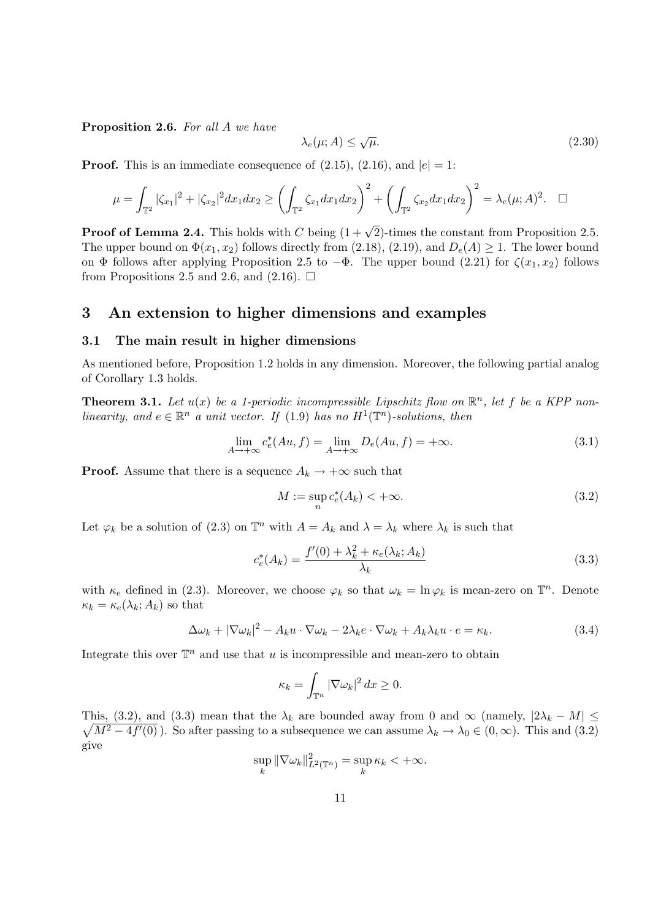**Proposition 2.6.** *For all $A$ we have*

$$\lambda_e(\mu; A) \leq \sqrt{\mu}. \tag{2.30}$$

**Proof.** This is an immediate consequence of (2.15), (2.16), and $|e| = 1$:

$$\mu = \int_{\mathbb{T}^2} |\zeta_{x_1}|^2 + |\zeta_{x_2}|^2 dx_1 dx_2 \geq \left( \int_{\mathbb{T}^2} \zeta_{x_1} dx_1 dx_2 \right)^2 + \left( \int_{\mathbb{T}^2} \zeta_{x_2} dx_1 dx_2 \right)^2 = \lambda_e(\mu; A)^2. \quad \square$$

**Proof of Lemma 2.4.** This holds with $C$ being $(1+\sqrt{2})$-times the constant from Proposition 2.5. The upper bound on $\Phi(x_1, x_2)$ follows directly from (2.18), (2.19), and $D_e(A) \geq 1$. The lower bound on $\Phi$ follows after applying Proposition 2.5 to $-\Phi$. The upper bound (2.21) for $\zeta(x_1, x_2)$ follows from Propositions 2.5 and 2.6, and (2.16). $\square$

# 3 An extension to higher dimensions and examples

## 3.1 The main result in higher dimensions

As mentioned before, Proposition 1.2 holds in any dimension. Moreover, the following partial analog of Corollary 1.3 holds.

**Theorem 3.1.** *Let $u(x)$ be a 1-periodic incompressible Lipschitz flow on $\mathbb{R}^n$, let $f$ be a KPP nonlinearity, and $e \in \mathbb{R}^n$ a unit vector. If (1.9) has no $H^1(\mathbb{T}^n)$-solutions, then*

$$\lim_{A \to +\infty} c_e^*(Au, f) = \lim_{A \to +\infty} D_e(Au, f) = +\infty. \tag{3.1}$$

**Proof.** Assume that there is a sequence $A_k \to +\infty$ such that

$$M := \sup_n c_e^*(A_k) < +\infty. \tag{3.2}$$

Let $\varphi_k$ be a solution of (2.3) on $\mathbb{T}^n$ with $A = A_k$ and $\lambda = \lambda_k$ where $\lambda_k$ is such that

$$c_e^*(A_k) = \frac{f'(0) + \lambda_k^2 + \kappa_e(\lambda_k; A_k)}{\lambda_k} \tag{3.3}$$

with $\kappa_e$ defined in (2.3). Moreover, we choose $\varphi_k$ so that $\omega_k = \ln \varphi_k$ is mean-zero on $\mathbb{T}^n$. Denote $\kappa_k = \kappa_e(\lambda_k; A_k)$ so that

$$\Delta\omega_k + |\nabla\omega_k|^2 - A_k u \cdot \nabla\omega_k - 2\lambda_k e \cdot \nabla\omega_k + A_k \lambda_k u \cdot e = \kappa_k. \tag{3.4}$$

Integrate this over $\mathbb{T}^n$ and use that $u$ is incompressible and mean-zero to obtain

$$\kappa_k = \int_{\mathbb{T}^n} |\nabla\omega_k|^2 \, dx \geq 0.$$

This, (3.2), and (3.3) mean that the $\lambda_k$ are bounded away from 0 and $\infty$ (namely, $|2\lambda_k - M| \leq \sqrt{M^2 - 4f'(0)}$ ). So after passing to a subsequence we can assume $\lambda_k \to \lambda_0 \in (0, \infty)$. This and (3.2) give

$$\sup_k \|\nabla\omega_k\|^2_{L^2(\mathbb{T}^n)} = \sup_k \kappa_k < +\infty.$$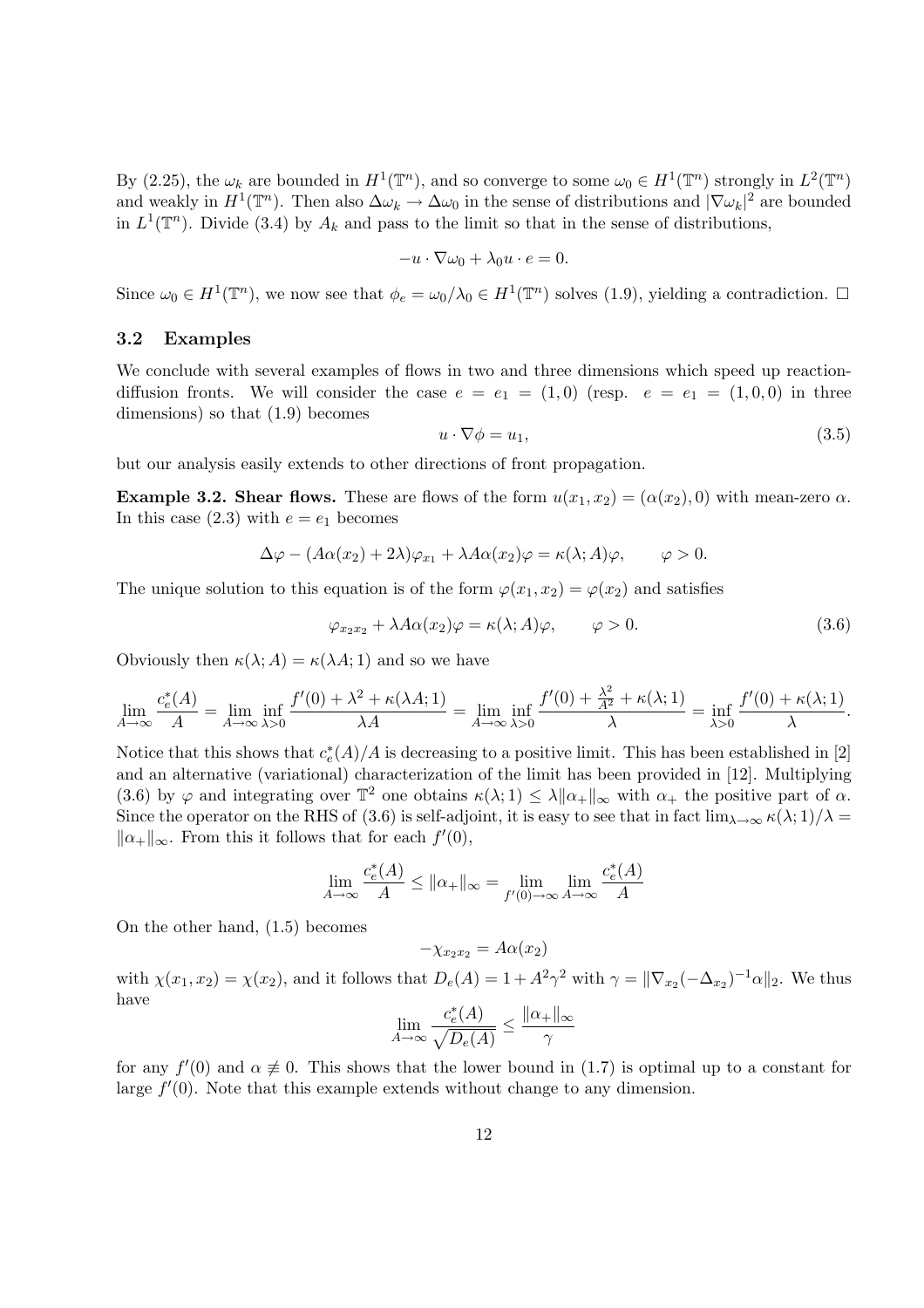By (2.25), the $\omega_k$ are bounded in $H^1(\mathbb{T}^n)$, and so converge to some $\omega_0 \in H^1(\mathbb{T}^n)$ strongly in $L^2(\mathbb{T}^n)$ and weakly in $H^1(\mathbb{T}^n)$. Then also $\Delta\omega_k \to \Delta\omega_0$ in the sense of distributions and $|\nabla\omega_k|^2$ are bounded in $L^1(\mathbb{T}^n)$. Divide (3.4) by $A_k$ and pass to the limit so that in the sense of distributions,

$$-u \cdot \nabla\omega_0 + \lambda_0 u \cdot e = 0.$$

Since $\omega_0 \in H^1(\mathbb{T}^n)$, we now see that $\phi_e = \omega_0/\lambda_0 \in H^1(\mathbb{T}^n)$ solves (1.9), yielding a contradiction. $\square$

### 3.2 Examples

We conclude with several examples of flows in two and three dimensions which speed up reaction-diffusion fronts. We will consider the case $e = e_1 = (1, 0)$ (resp. $e = e_1 = (1, 0, 0)$ in three dimensions) so that (1.9) becomes

$$u \cdot \nabla\phi = u_1, \tag{3.5}$$

but our analysis easily extends to other directions of front propagation.

**Example 3.2. Shear flows.** These are flows of the form $u(x_1, x_2) = (\alpha(x_2), 0)$ with mean-zero $\alpha$. In this case (2.3) with $e = e_1$ becomes

$$\Delta\varphi - (A\alpha(x_2) + 2\lambda)\varphi_{x_1} + \lambda A\alpha(x_2)\varphi = \kappa(\lambda; A)\varphi, \qquad \varphi > 0.$$

The unique solution to this equation is of the form $\varphi(x_1, x_2) = \varphi(x_2)$ and satisfies

$$\varphi_{x_2x_2} + \lambda A\alpha(x_2)\varphi = \kappa(\lambda; A)\varphi, \qquad \varphi > 0. \tag{3.6}$$

Obviously then $\kappa(\lambda; A) = \kappa(\lambda A; 1)$ and so we have

$$\lim_{A\to\infty} \frac{c_e^*(A)}{A} = \lim_{A\to\infty} \inf_{\lambda>0} \frac{f'(0) + \lambda^2 + \kappa(\lambda A; 1)}{\lambda A} = \lim_{A\to\infty} \inf_{\lambda>0} \frac{f'(0) + \frac{\lambda^2}{A^2} + \kappa(\lambda; 1)}{\lambda} = \inf_{\lambda>0} \frac{f'(0) + \kappa(\lambda; 1)}{\lambda}.$$

Notice that this shows that $c_e^*(A)/A$ is decreasing to a positive limit. This has been established in [2] and an alternative (variational) characterization of the limit has been provided in [12]. Multiplying (3.6) by $\varphi$ and integrating over $\mathbb{T}^2$ one obtains $\kappa(\lambda; 1) \le \lambda\|\alpha_+\|_\infty$ with $\alpha_+$ the positive part of $\alpha$. Since the operator on the RHS of (3.6) is self-adjoint, it is easy to see that in fact $\lim_{\lambda\to\infty} \kappa(\lambda; 1)/\lambda = \|\alpha_+\|_\infty$. From this it follows that for each $f'(0)$,

$$\lim_{A\to\infty} \frac{c_e^*(A)}{A} \le \|\alpha_+\|_\infty = \lim_{f'(0)\to\infty} \lim_{A\to\infty} \frac{c_e^*(A)}{A}$$

On the other hand, (1.5) becomes

$$-\chi_{x_2x_2} = A\alpha(x_2)$$

with $\chi(x_1, x_2) = \chi(x_2)$, and it follows that $D_e(A) = 1 + A^2\gamma^2$ with $\gamma = \|\nabla_{x_2}(-\Delta_{x_2})^{-1}\alpha\|_2$. We thus have

$$\lim_{A\to\infty} \frac{c_e^*(A)}{\sqrt{D_e(A)}} \le \frac{\|\alpha_+\|_\infty}{\gamma}$$

for any $f'(0)$ and $\alpha \not\equiv 0$. This shows that the lower bound in (1.7) is optimal up to a constant for large $f'(0)$. Note that this example extends without change to any dimension.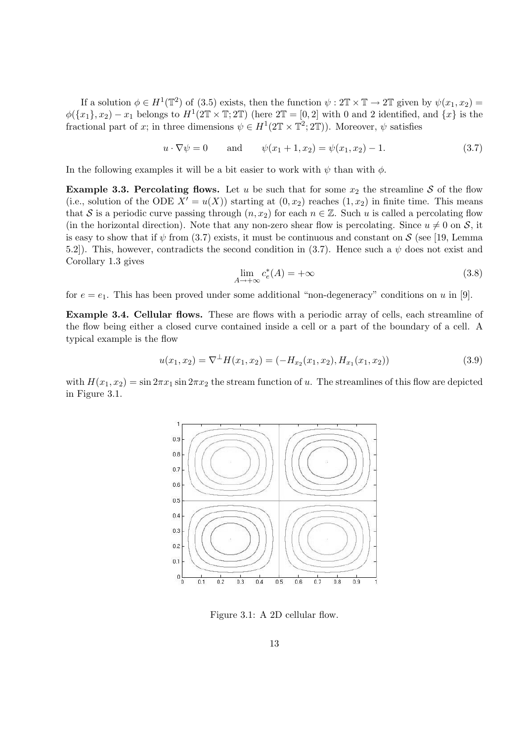If a solution $\phi \in H^1(\mathbb{T}^2)$ of (3.5) exists, then the function $\psi : 2\mathbb{T} \times \mathbb{T} \to 2\mathbb{T}$ given by $\psi(x_1, x_2) = \phi(\{x_1\}, x_2) - x_1$ belongs to $H^1(2\mathbb{T} \times \mathbb{T}; 2\mathbb{T})$ (here $2\mathbb{T} = [0, 2]$ with 0 and 2 identified, and $\{x\}$ is the fractional part of $x$; in three dimensions $\psi \in H^1(2\mathbb{T} \times \mathbb{T}^2; 2\mathbb{T})$). Moreover, $\psi$ satisfies

$$u \cdot \nabla \psi = 0 \qquad \text{and} \qquad \psi(x_1 + 1, x_2) = \psi(x_1, x_2) - 1. \tag{3.7}$$

In the following examples it will be a bit easier to work with $\psi$ than with $\phi$.

**Example 3.3. Percolating flows.** Let $u$ be such that for some $x_2$ the streamline $\mathcal{S}$ of the flow (i.e., solution of the ODE $X' = u(X)$) starting at $(0, x_2)$ reaches $(1, x_2)$ in finite time. This means that $\mathcal{S}$ is a periodic curve passing through $(n, x_2)$ for each $n \in \mathbb{Z}$. Such $u$ is called a percolating flow (in the horizontal direction). Note that any non-zero shear flow is percolating. Since $u \neq 0$ on $\mathcal{S}$, it is easy to show that if $\psi$ from (3.7) exists, it must be continuous and constant on $\mathcal{S}$ (see [19, Lemma 5.2]). This, however, contradicts the second condition in (3.7). Hence such a $\psi$ does not exist and Corollary 1.3 gives

$$\lim_{A \to +\infty} c_e^*(A) = +\infty \tag{3.8}$$

for $e = e_1$. This has been proved under some additional "non-degeneracy" conditions on $u$ in [9].

**Example 3.4. Cellular flows.** These are flows with a periodic array of cells, each streamline of the flow being either a closed curve contained inside a cell or a part of the boundary of a cell. A typical example is the flow

$$u(x_1, x_2) = \nabla^\perp H(x_1, x_2) = (-H_{x_2}(x_1, x_2), H_{x_1}(x_1, x_2)) \tag{3.9}$$

with $H(x_1, x_2) = \sin 2\pi x_1 \sin 2\pi x_2$ the stream function of $u$. The streamlines of this flow are depicted in Figure 3.1.

1
0.9
0.8
0.7
0.6
0.5
0.4
0.3
0.2
0.1
0
0 0.1 0.2 0.3 0.4 0.5 0.6 0.7 0.8 0.9 1

Figure 3.1: A 2D cellular flow.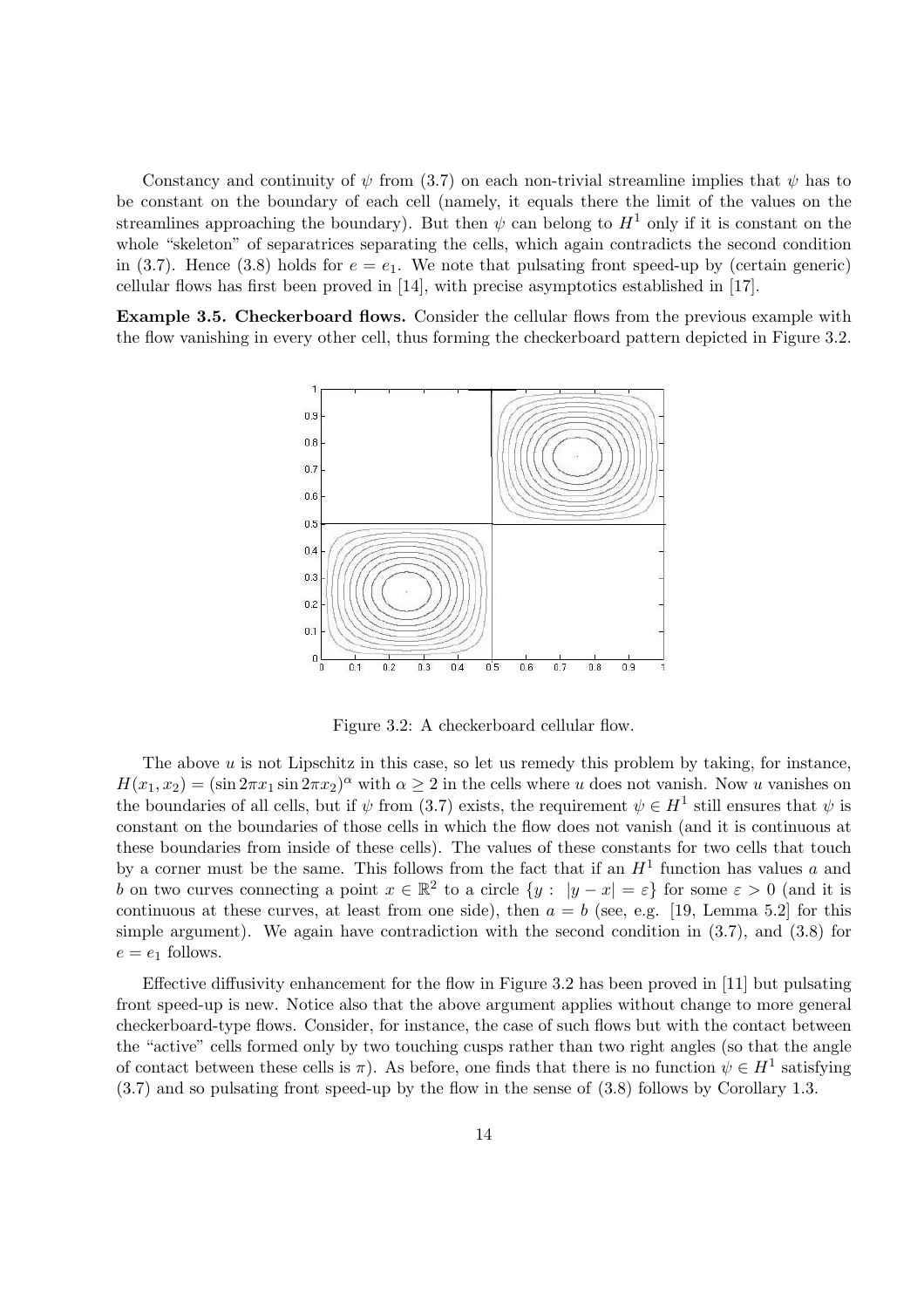Constancy and continuity of $\psi$ from (3.7) on each non-trivial streamline implies that $\psi$ has to be constant on the boundary of each cell (namely, it equals there the limit of the values on the streamlines approaching the boundary). But then $\psi$ can belong to $H^1$ only if it is constant on the whole "skeleton" of separatrices separating the cells, which again contradicts the second condition in (3.7). Hence (3.8) holds for $e = e_1$. We note that pulsating front speed-up by (certain generic) cellular flows has first been proved in [14], with precise asymptotics established in [17].

**Example 3.5. Checkerboard flows.** Consider the cellular flows from the previous example with the flow vanishing in every other cell, thus forming the checkerboard pattern depicted in Figure 3.2.

1
0.9
0.8
0.7
0.6
0.5
0.4
0.3
0.2
0.1
0
0 0.1 0.2 0.3 0.4 0.5 0.6 0.7 0.8 0.9 1

Figure 3.2: A checkerboard cellular flow.

The above $u$ is not Lipschitz in this case, so let us remedy this problem by taking, for instance, $H(x_1, x_2) = (\sin 2\pi x_1 \sin 2\pi x_2)^\alpha$ with $\alpha \geq 2$ in the cells where $u$ does not vanish. Now $u$ vanishes on the boundaries of all cells, but if $\psi$ from (3.7) exists, the requirement $\psi \in H^1$ still ensures that $\psi$ is constant on the boundaries of those cells in which the flow does not vanish (and it is continuous at these boundaries from inside of these cells). The values of these constants for two cells that touch by a corner must be the same. This follows from the fact that if an $H^1$ function has values $a$ and $b$ on two curves connecting a point $x \in \mathbb{R}^2$ to a circle $\{y : \ |y - x| = \varepsilon\}$ for some $\varepsilon > 0$ (and it is continuous at these curves, at least from one side), then $a = b$ (see, e.g. [19, Lemma 5.2] for this simple argument). We again have contradiction with the second condition in (3.7), and (3.8) for $e = e_1$ follows.

Effective diffusivity enhancement for the flow in Figure 3.2 has been proved in [11] but pulsating front speed-up is new. Notice also that the above argument applies without change to more general checkerboard-type flows. Consider, for instance, the case of such flows but with the contact between the "active" cells formed only by two touching cusps rather than two right angles (so that the angle of contact between these cells is $\pi$). As before, one finds that there is no function $\psi \in H^1$ satisfying (3.7) and so pulsating front speed-up by the flow in the sense of (3.8) follows by Corollary 1.3.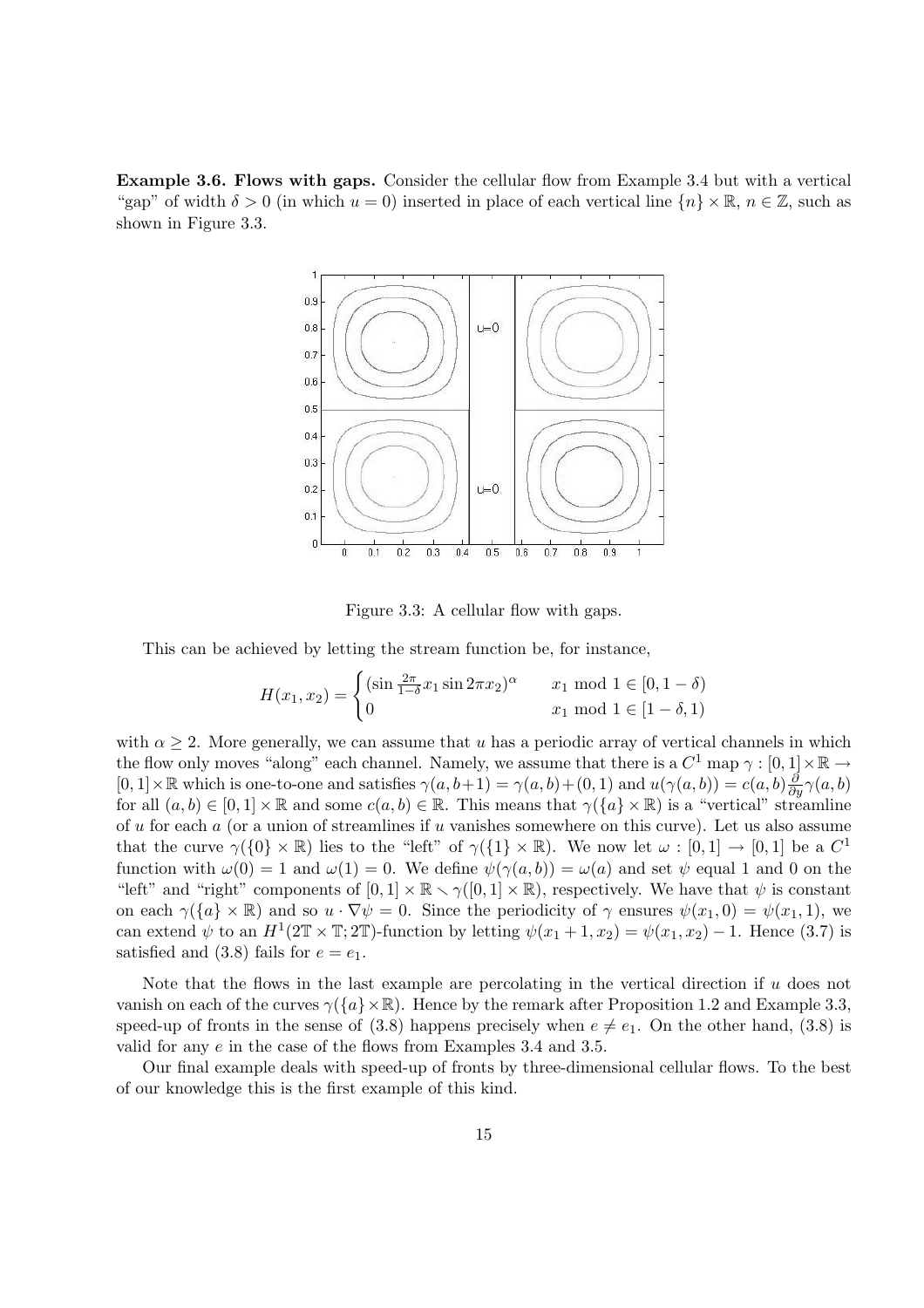**Example 3.6. Flows with gaps.** Consider the cellular flow from Example 3.4 but with a vertical "gap" of width $\delta > 0$ (in which $u = 0$) inserted in place of each vertical line $\{n\} \times \mathbb{R}$, $n \in \mathbb{Z}$, such as shown in Figure 3.3.

u=0

u=0

0 0.1 0.2 0.3 0.4 0.5 0.6 0.7 0.8 0.9 1

0 0.1 0.2 0.3 0.4 0.5 0.6 0.7 0.8 0.9 1

Figure 3.3: A cellular flow with gaps.

This can be achieved by letting the stream function be, for instance,

$$H(x_1, x_2) = \begin{cases} (\sin \frac{2\pi}{1-\delta} x_1 \sin 2\pi x_2)^\alpha & x_1 \bmod 1 \in [0, 1-\delta) \\ 0 & x_1 \bmod 1 \in [1-\delta, 1) \end{cases}$$

with $\alpha \geq 2$. More generally, we can assume that $u$ has a periodic array of vertical channels in which the flow only moves "along" each channel. Namely, we assume that there is a $C^1$ map $\gamma : [0,1] \times \mathbb{R} \to [0,1] \times \mathbb{R}$ which is one-to-one and satisfies $\gamma(a, b+1) = \gamma(a,b) + (0,1)$ and $u(\gamma(a,b)) = c(a,b) \frac{\partial}{\partial y} \gamma(a,b)$ for all $(a,b) \in [0,1] \times \mathbb{R}$ and some $c(a,b) \in \mathbb{R}$. This means that $\gamma(\{a\} \times \mathbb{R})$ is a "vertical" streamline of $u$ for each $a$ (or a union of streamlines if $u$ vanishes somewhere on this curve). Let us also assume that the curve $\gamma(\{0\} \times \mathbb{R})$ lies to the "left" of $\gamma(\{1\} \times \mathbb{R})$. We now let $\omega : [0,1] \to [0,1]$ be a $C^1$ function with $\omega(0) = 1$ and $\omega(1) = 0$. We define $\psi(\gamma(a,b)) = \omega(a)$ and set $\psi$ equal 1 and 0 on the "left" and "right" components of $[0,1] \times \mathbb{R} \setminus \gamma([0,1] \times \mathbb{R})$, respectively. We have that $\psi$ is constant on each $\gamma(\{a\} \times \mathbb{R})$ and so $u \cdot \nabla \psi = 0$. Since the periodicity of $\gamma$ ensures $\psi(x_1, 0) = \psi(x_1, 1)$, we can extend $\psi$ to an $H^1(2\mathbb{T} \times \mathbb{T}; 2\mathbb{T})$-function by letting $\psi(x_1 + 1, x_2) = \psi(x_1, x_2) - 1$. Hence (3.7) is satisfied and (3.8) fails for $e = e_1$.

Note that the flows in the last example are percolating in the vertical direction if $u$ does not vanish on each of the curves $\gamma(\{a\} \times \mathbb{R})$. Hence by the remark after Proposition 1.2 and Example 3.3, speed-up of fronts in the sense of (3.8) happens precisely when $e \neq e_1$. On the other hand, (3.8) is valid for any $e$ in the case of the flows from Examples 3.4 and 3.5.

Our final example deals with speed-up of fronts by three-dimensional cellular flows. To the best of our knowledge this is the first example of this kind.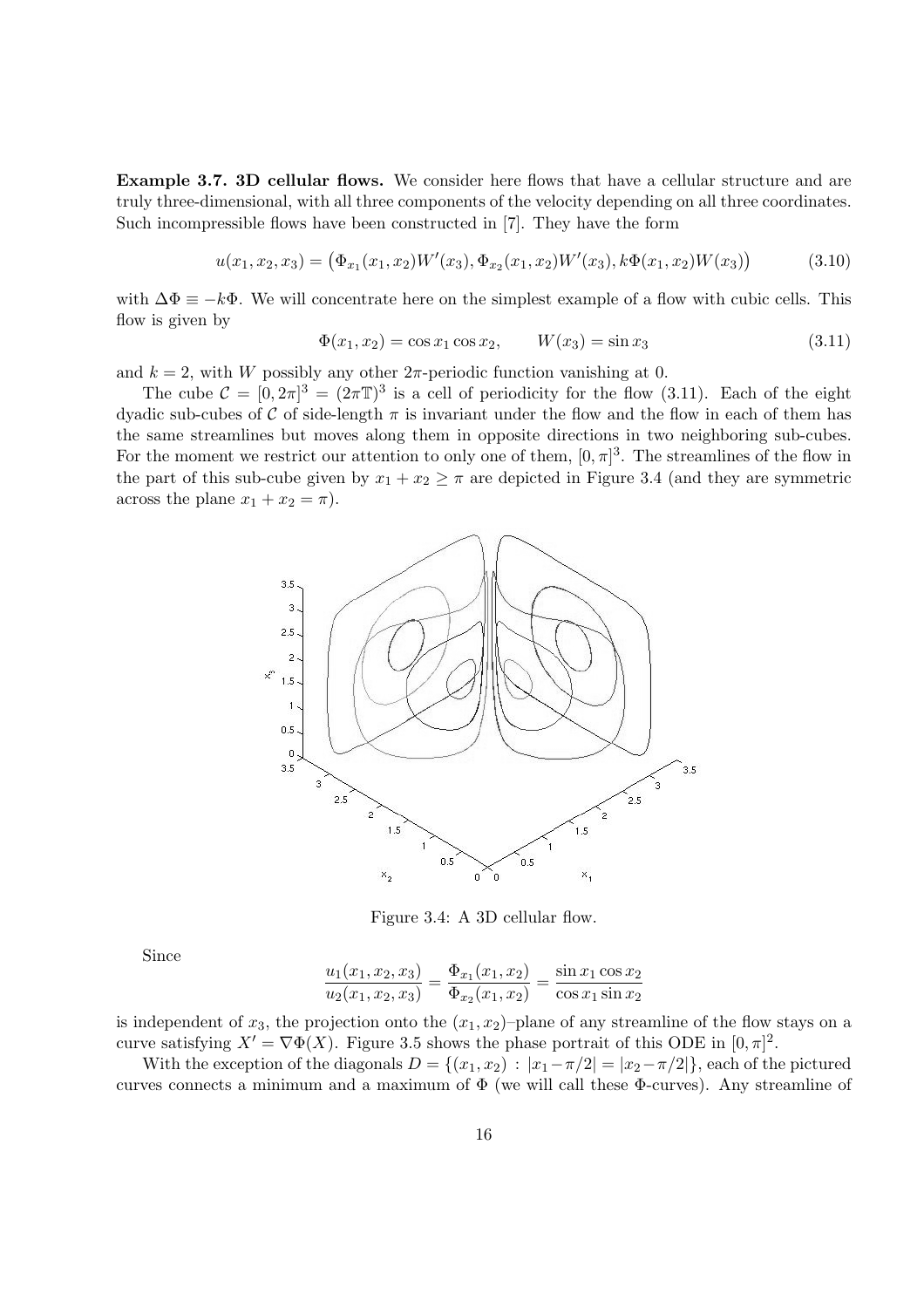**Example 3.7. 3D cellular flows.** We consider here flows that have a cellular structure and are truly three-dimensional, with all three components of the velocity depending on all three coordinates. Such incompressible flows have been constructed in [7]. They have the form

$$u(x_1, x_2, x_3) = \big(\Phi_{x_1}(x_1, x_2)W'(x_3), \Phi_{x_2}(x_1, x_2)W'(x_3), k\Phi(x_1, x_2)W(x_3)\big) \tag{3.10}$$

with $\Delta\Phi \equiv -k\Phi$. We will concentrate here on the simplest example of a flow with cubic cells. This flow is given by

$$\Phi(x_1, x_2) = \cos x_1 \cos x_2, \qquad W(x_3) = \sin x_3 \tag{3.11}$$

and $k = 2$, with $W$ possibly any other $2\pi$-periodic function vanishing at 0.

The cube $\mathcal{C} = [0, 2\pi]^3 = (2\pi\mathbb{T})^3$ is a cell of periodicity for the flow (3.11). Each of the eight dyadic sub-cubes of $\mathcal{C}$ of side-length $\pi$ is invariant under the flow and the flow in each of them has the same streamlines but moves along them in opposite directions in two neighboring sub-cubes. For the moment we restrict our attention to only one of them, $[0, \pi]^3$. The streamlines of the flow in the part of this sub-cube given by $x_1 + x_2 \geq \pi$ are depicted in Figure 3.4 (and they are symmetric across the plane $x_1 + x_2 = \pi$).

3.5
3
2.5
2
$x_3$
1.5
1
0.5
0
3.5
3
2.5
2
1.5
1
0.5
$x_2$
0
0
0.5
1
1.5
2
2.5
3
3.5
$x_1$

Figure 3.4: A 3D cellular flow.

Since

$$\frac{u_1(x_1, x_2, x_3)}{u_2(x_1, x_2, x_3)} = \frac{\Phi_{x_1}(x_1, x_2)}{\Phi_{x_2}(x_1, x_2)} = \frac{\sin x_1 \cos x_2}{\cos x_1 \sin x_2}$$

is independent of $x_3$, the projection onto the $(x_1, x_2)$–plane of any streamline of the flow stays on a curve satisfying $X' = \nabla\Phi(X)$. Figure 3.5 shows the phase portrait of this ODE in $[0, \pi]^2$.

With the exception of the diagonals $D = \{(x_1, x_2) : |x_1 - \pi/2| = |x_2 - \pi/2|\}$, each of the pictured curves connects a minimum and a maximum of $\Phi$ (we will call these $\Phi$-curves). Any streamline of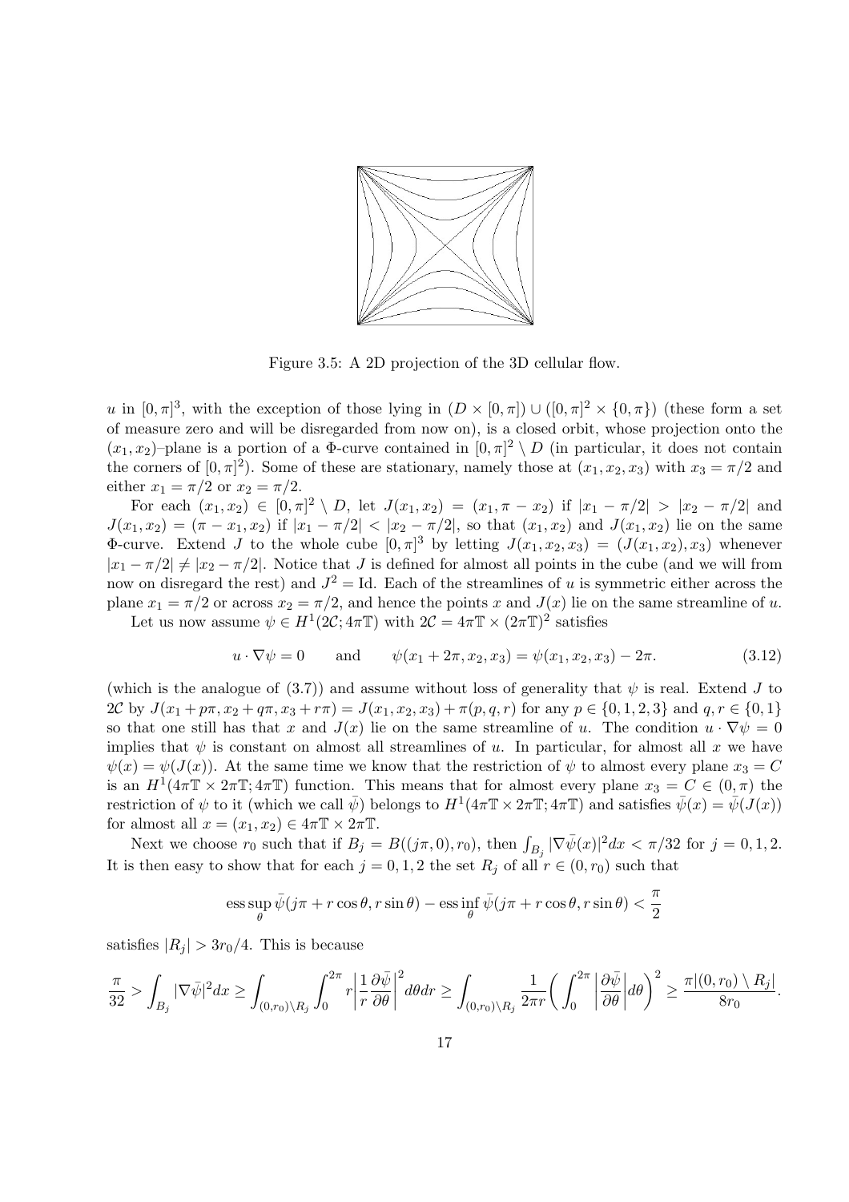Figure 3.5: A 2D projection of the 3D cellular flow.

$u$ in $[0,\pi]^3$, with the exception of those lying in $(D \times [0,\pi]) \cup ([0,\pi]^2 \times \{0,\pi\})$ (these form a set of measure zero and will be disregarded from now on), is a closed orbit, whose projection onto the $(x_1,x_2)$–plane is a portion of a $\Phi$-curve contained in $[0,\pi]^2 \setminus D$ (in particular, it does not contain the corners of $[0,\pi]^2$). Some of these are stationary, namely those at $(x_1,x_2,x_3)$ with $x_3 = \pi/2$ and either $x_1 = \pi/2$ or $x_2 = \pi/2$.

For each $(x_1,x_2) \in [0,\pi]^2 \setminus D$, let $J(x_1,x_2) = (x_1, \pi - x_2)$ if $|x_1 - \pi/2| > |x_2 - \pi/2|$ and $J(x_1,x_2) = (\pi - x_1, x_2)$ if $|x_1 - \pi/2| < |x_2 - \pi/2|$, so that $(x_1,x_2)$ and $J(x_1,x_2)$ lie on the same $\Phi$-curve. Extend $J$ to the whole cube $[0,\pi]^3$ by letting $J(x_1,x_2,x_3) = (J(x_1,x_2),x_3)$ whenever $|x_1 - \pi/2| \neq |x_2 - \pi/2|$. Notice that $J$ is defined for almost all points in the cube (and we will from now on disregard the rest) and $J^2 = \text{Id}$. Each of the streamlines of $u$ is symmetric either across the plane $x_1 = \pi/2$ or across $x_2 = \pi/2$, and hence the points $x$ and $J(x)$ lie on the same streamline of $u$.

Let us now assume $\psi \in H^1(2\mathcal{C}; 4\pi\mathbb{T})$ with $2\mathcal{C} = 4\pi\mathbb{T} \times (2\pi\mathbb{T})^2$ satisfies

$$u \cdot \nabla\psi = 0 \qquad \text{and} \qquad \psi(x_1 + 2\pi, x_2, x_3) = \psi(x_1,x_2,x_3) - 2\pi. \tag{3.12}$$

(which is the analogue of (3.7)) and assume without loss of generality that $\psi$ is real. Extend $J$ to $2\mathcal{C}$ by $J(x_1 + p\pi, x_2 + q\pi, x_3 + r\pi) = J(x_1,x_2,x_3) + \pi(p,q,r)$ for any $p \in \{0,1,2,3\}$ and $q,r \in \{0,1\}$ so that one still has that $x$ and $J(x)$ lie on the same streamline of $u$. The condition $u \cdot \nabla\psi = 0$ implies that $\psi$ is constant on almost all streamlines of $u$. In particular, for almost all $x$ we have $\psi(x) = \psi(J(x))$. At the same time we know that the restriction of $\psi$ to almost every plane $x_3 = C$ is an $H^1(4\pi\mathbb{T} \times 2\pi\mathbb{T}; 4\pi\mathbb{T})$ function. This means that for almost every plane $x_3 = C \in (0,\pi)$ the restriction of $\psi$ to it (which we call $\bar\psi$) belongs to $H^1(4\pi\mathbb{T} \times 2\pi\mathbb{T}; 4\pi\mathbb{T})$ and satisfies $\bar\psi(x) = \bar\psi(J(x))$ for almost all $x = (x_1,x_2) \in 4\pi\mathbb{T} \times 2\pi\mathbb{T}$.

Next we choose $r_0$ such that if $B_j = B((j\pi,0),r_0)$, then $\int_{B_j} |\nabla\bar\psi(x)|^2 dx < \pi/32$ for $j = 0,1,2$. It is then easy to show that for each $j = 0,1,2$ the set $R_j$ of all $r \in (0,r_0)$ such that

$$\operatorname*{ess\,sup}_{\theta} \bar\psi(j\pi + r\cos\theta, r\sin\theta) - \operatorname*{ess\,inf}_{\theta} \bar\psi(j\pi + r\cos\theta, r\sin\theta) < \frac{\pi}{2}$$

satisfies $|R_j| > 3r_0/4$. This is because

$$\frac{\pi}{32} > \int_{B_j} |\nabla\bar\psi|^2 dx \geq \int_{(0,r_0)\setminus R_j} \int_0^{2\pi} r\left|\frac{1}{r}\frac{\partial\bar\psi}{\partial\theta}\right|^2 d\theta dr \geq \int_{(0,r_0)\setminus R_j} \frac{1}{2\pi r}\left(\int_0^{2\pi}\left|\frac{\partial\bar\psi}{\partial\theta}\right| d\theta\right)^2 \geq \frac{\pi|(0,r_0)\setminus R_j|}{8r_0}.$$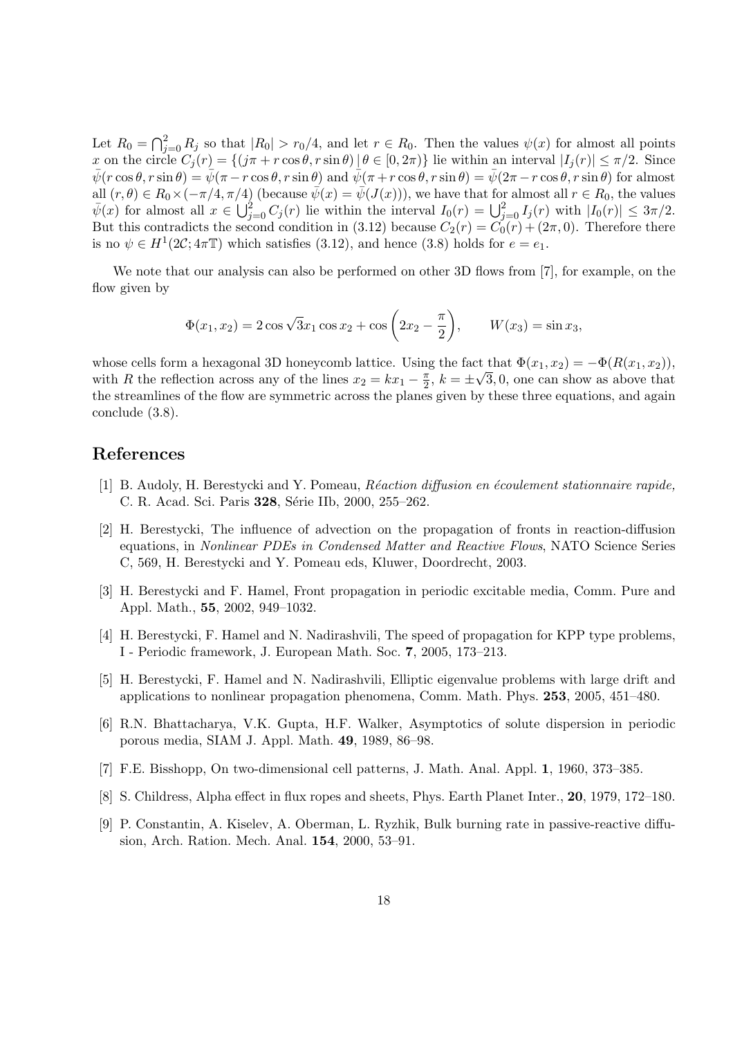Let $R_0 = \bigcap_{j=0}^{2} R_j$ so that $|R_0| > r_0/4$, and let $r \in R_0$. Then the values $\psi(x)$ for almost all points $x$ on the circle $C_j(r) = \{(j\pi + r\cos\theta, r\sin\theta) \,|\, \theta \in [0, 2\pi)\}$ lie within an interval $|I_j(r)| \le \pi/2$. Since $\bar\psi(r\cos\theta, r\sin\theta) = \bar\psi(\pi - r\cos\theta, r\sin\theta)$ and $\bar\psi(\pi + r\cos\theta, r\sin\theta) = \bar\psi(2\pi - r\cos\theta, r\sin\theta)$ for almost all $(r,\theta) \in R_0 \times (-\pi/4, \pi/4)$ (because $\bar\psi(x) = \bar\psi(J(x))$), we have that for almost all $r \in R_0$, the values $\bar\psi(x)$ for almost all $x \in \bigcup_{j=0}^{2} C_j(r)$ lie within the interval $I_0(r) = \bigcup_{j=0}^{2} I_j(r)$ with $|I_0(r)| \le 3\pi/2$. But this contradicts the second condition in (3.12) because $C_2(r) = C_0(r) + (2\pi, 0)$. Therefore there is no $\psi \in H^1(2\mathcal{C}; 4\pi\mathbb{T})$ which satisfies (3.12), and hence (3.8) holds for $e = e_1$.

We note that our analysis can also be performed on other 3D flows from [7], for example, on the flow given by

$$\Phi(x_1, x_2) = 2\cos\sqrt{3}x_1 \cos x_2 + \cos\left(2x_2 - \frac{\pi}{2}\right), \qquad W(x_3) = \sin x_3,$$

whose cells form a hexagonal 3D honeycomb lattice. Using the fact that $\Phi(x_1, x_2) = -\Phi(R(x_1, x_2))$, with $R$ the reflection across any of the lines $x_2 = kx_1 - \frac{\pi}{2}$, $k = \pm\sqrt{3}, 0$, one can show as above that the streamlines of the flow are symmetric across the planes given by these three equations, and again conclude (3.8).

## References

[1] B. Audoly, H. Berestycki and Y. Pomeau, *Réaction diffusion en écoulement stationnaire rapide,* C. R. Acad. Sci. Paris **328**, Série IIb, 2000, 255–262.

[2] H. Berestycki, The influence of advection on the propagation of fronts in reaction-diffusion equations, in *Nonlinear PDEs in Condensed Matter and Reactive Flows*, NATO Science Series C, 569, H. Berestycki and Y. Pomeau eds, Kluwer, Doordrecht, 2003.

[3] H. Berestycki and F. Hamel, Front propagation in periodic excitable media, Comm. Pure and Appl. Math., **55**, 2002, 949–1032.

[4] H. Berestycki, F. Hamel and N. Nadirashvili, The speed of propagation for KPP type problems, I - Periodic framework, J. European Math. Soc. **7**, 2005, 173–213.

[5] H. Berestycki, F. Hamel and N. Nadirashvili, Elliptic eigenvalue problems with large drift and applications to nonlinear propagation phenomena, Comm. Math. Phys. **253**, 2005, 451–480.

[6] R.N. Bhattacharya, V.K. Gupta, H.F. Walker, Asymptotics of solute dispersion in periodic porous media, SIAM J. Appl. Math. **49**, 1989, 86–98.

[7] F.E. Bisshopp, On two-dimensional cell patterns, J. Math. Anal. Appl. **1**, 1960, 373–385.

[8] S. Childress, Alpha effect in flux ropes and sheets, Phys. Earth Planet Inter., **20**, 1979, 172–180.

[9] P. Constantin, A. Kiselev, A. Oberman, L. Ryzhik, Bulk burning rate in passive-reactive diffusion, Arch. Ration. Mech. Anal. **154**, 2000, 53–91.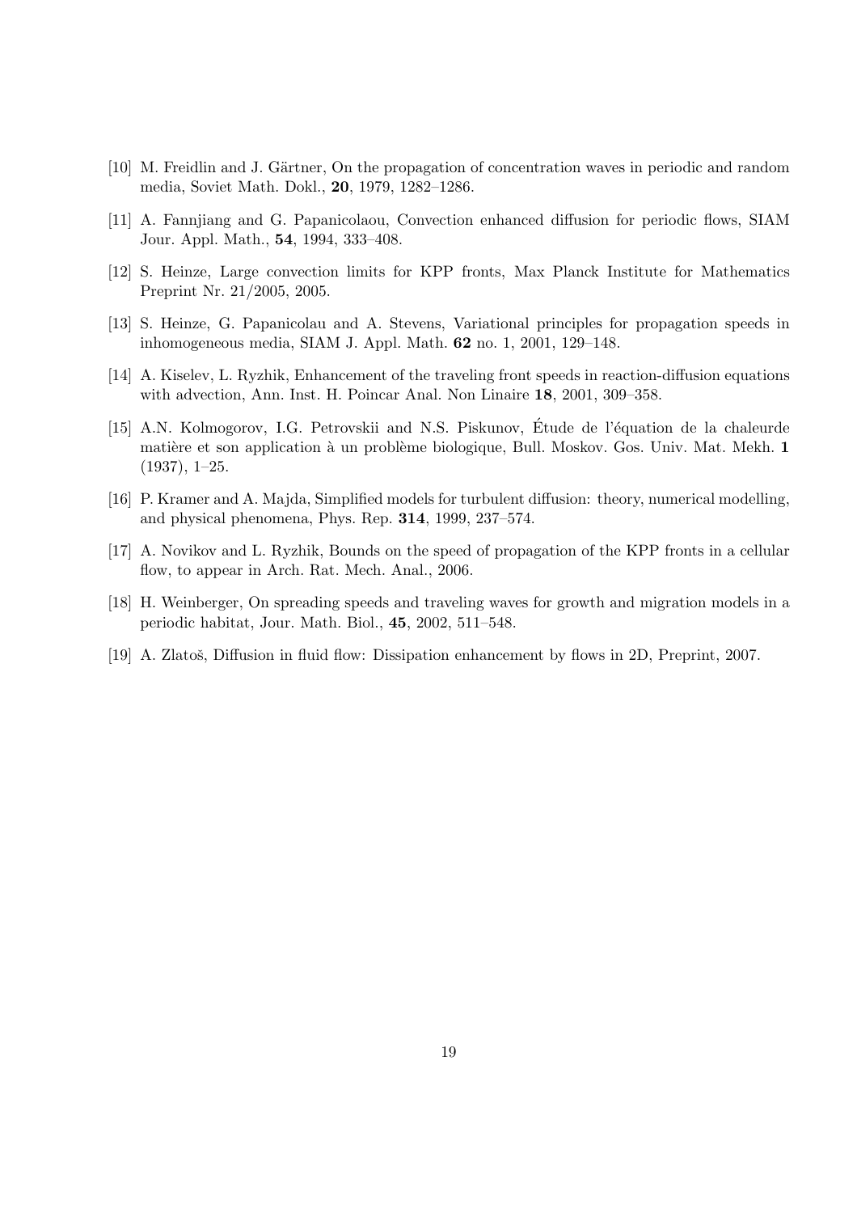[10] M. Freidlin and J. Gärtner, On the propagation of concentration waves in periodic and random media, Soviet Math. Dokl., **20**, 1979, 1282–1286.

[11] A. Fannjiang and G. Papanicolaou, Convection enhanced diffusion for periodic flows, SIAM Jour. Appl. Math., **54**, 1994, 333–408.

[12] S. Heinze, Large convection limits for KPP fronts, Max Planck Institute for Mathematics Preprint Nr. 21/2005, 2005.

[13] S. Heinze, G. Papanicolau and A. Stevens, Variational principles for propagation speeds in inhomogeneous media, SIAM J. Appl. Math. **62** no. 1, 2001, 129–148.

[14] A. Kiselev, L. Ryzhik, Enhancement of the traveling front speeds in reaction-diffusion equations with advection, Ann. Inst. H. Poincar Anal. Non Linaire **18**, 2001, 309–358.

[15] A.N. Kolmogorov, I.G. Petrovskii and N.S. Piskunov, Étude de l'équation de la chaleurde matière et son application à un problème biologique, Bull. Moskov. Gos. Univ. Mat. Mekh. **1** (1937), 1–25.

[16] P. Kramer and A. Majda, Simplified models for turbulent diffusion: theory, numerical modelling, and physical phenomena, Phys. Rep. **314**, 1999, 237–574.

[17] A. Novikov and L. Ryzhik, Bounds on the speed of propagation of the KPP fronts in a cellular flow, to appear in Arch. Rat. Mech. Anal., 2006.

[18] H. Weinberger, On spreading speeds and traveling waves for growth and migration models in a periodic habitat, Jour. Math. Biol., **45**, 2002, 511–548.

[19] A. Zlatoš, Diffusion in fluid flow: Dissipation enhancement by flows in 2D, Preprint, 2007.